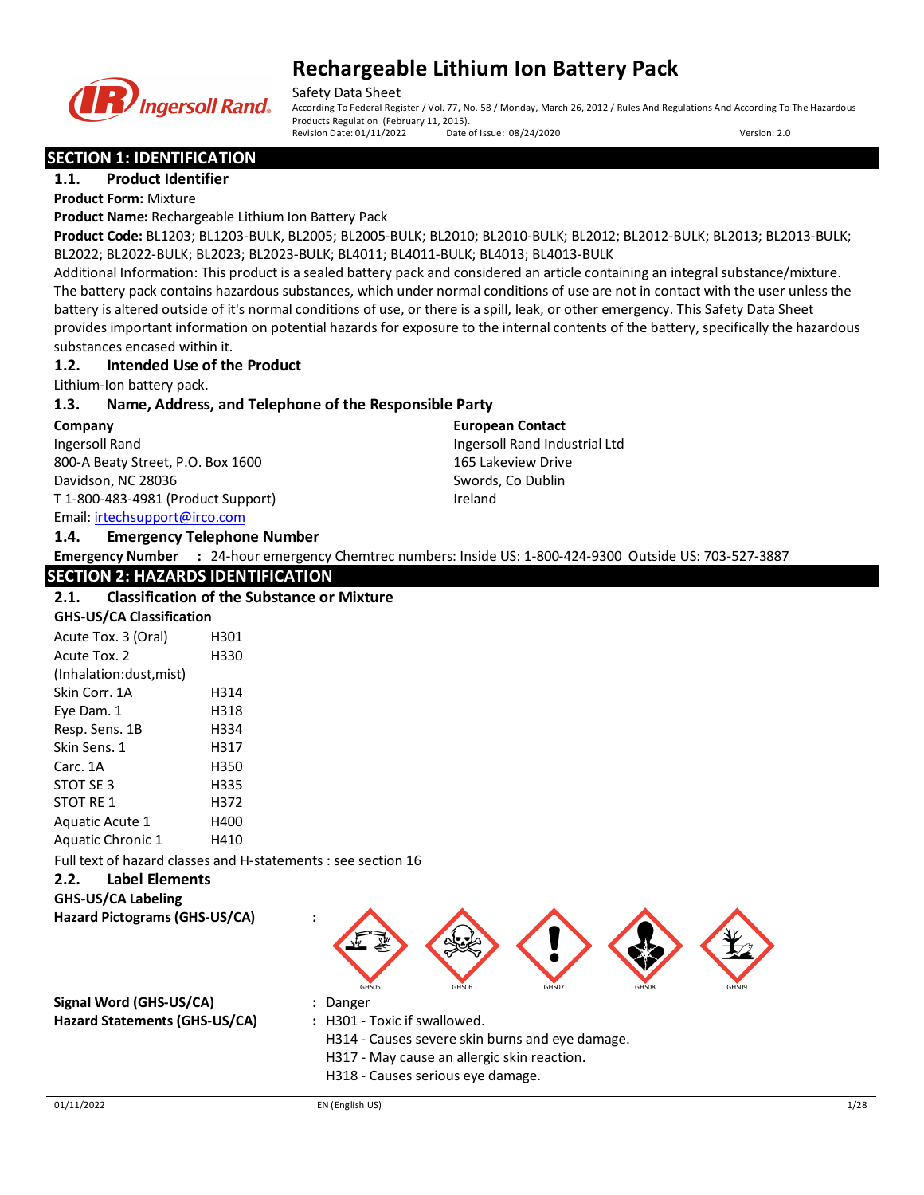# Rechargeable Lithium Ion Battery Pack

Safety Data Sheet

According To Federal Register / Vol. 77, No. 58 / Monday, March 26, 2012 / Rules And Regulations And According To The Hazardous Products Regulation (February 11, 2015).

Revision Date: 01/11/2022 Date of Issue: 08/24/2020 Version: 2.0

## SECTION 1: IDENTIFICATION

### 1.1. Product Identifier

**Product Form:** Mixture

**Product Name:** Rechargeable Lithium Ion Battery Pack

**Product Code:** BL1203; BL1203-BULK, BL2005; BL2005-BULK; BL2010; BL2010-BULK; BL2012; BL2012-BULK; BL2013; BL2013-BULK; BL2022; BL2022-BULK; BL2023; BL2023-BULK; BL4011; BL4011-BULK; BL4013; BL4013-BULK

Additional Information: This product is a sealed battery pack and considered an article containing an integral substance/mixture. The battery pack contains hazardous substances, which under normal conditions of use are not in contact with the user unless the battery is altered outside of it's normal conditions of use, or there is a spill, leak, or other emergency. This Safety Data Sheet provides important information on potential hazards for exposure to the internal contents of the battery, specifically the hazardous substances encased within it.

### 1.2. Intended Use of the Product

Lithium-Ion battery pack.

### 1.3. Name, Address, and Telephone of the Responsible Party

**Company**
Ingersoll Rand
800-A Beaty Street, P.O. Box 1600
Davidson, NC 28036
T 1-800-483-4981 (Product Support)
Email: irtechsupport@irco.com

**European Contact**
Ingersoll Rand Industrial Ltd
165 Lakeview Drive
Swords, Co Dublin
Ireland

### 1.4. Emergency Telephone Number

**Emergency Number** : 24-hour emergency Chemtrec numbers: Inside US: 1-800-424-9300 Outside US: 703-527-3887

## SECTION 2: HAZARDS IDENTIFICATION

### 2.1. Classification of the Substance or Mixture

**GHS-US/CA Classification**

| | |
|---|---|
| Acute Tox. 3 (Oral) | H301 |
| Acute Tox. 2 (Inhalation:dust,mist) | H330 |
| Skin Corr. 1A | H314 |
| Eye Dam. 1 | H318 |
| Resp. Sens. 1B | H334 |
| Skin Sens. 1 | H317 |
| Carc. 1A | H350 |
| STOT SE 3 | H335 |
| STOT RE 1 | H372 |
| Aquatic Acute 1 | H400 |
| Aquatic Chronic 1 | H410 |

Full text of hazard classes and H-statements : see section 16

### 2.2. Label Elements

**GHS-US/CA Labeling**

**Hazard Pictograms (GHS-US/CA)** : GHS05 GHS06 GHS07 GHS08 GHS09

**Signal Word (GHS-US/CA)** : Danger

**Hazard Statements (GHS-US/CA)** : H301 - Toxic if swallowed.
H314 - Causes severe skin burns and eye damage.
H317 - May cause an allergic skin reaction.
H318 - Causes serious eye damage.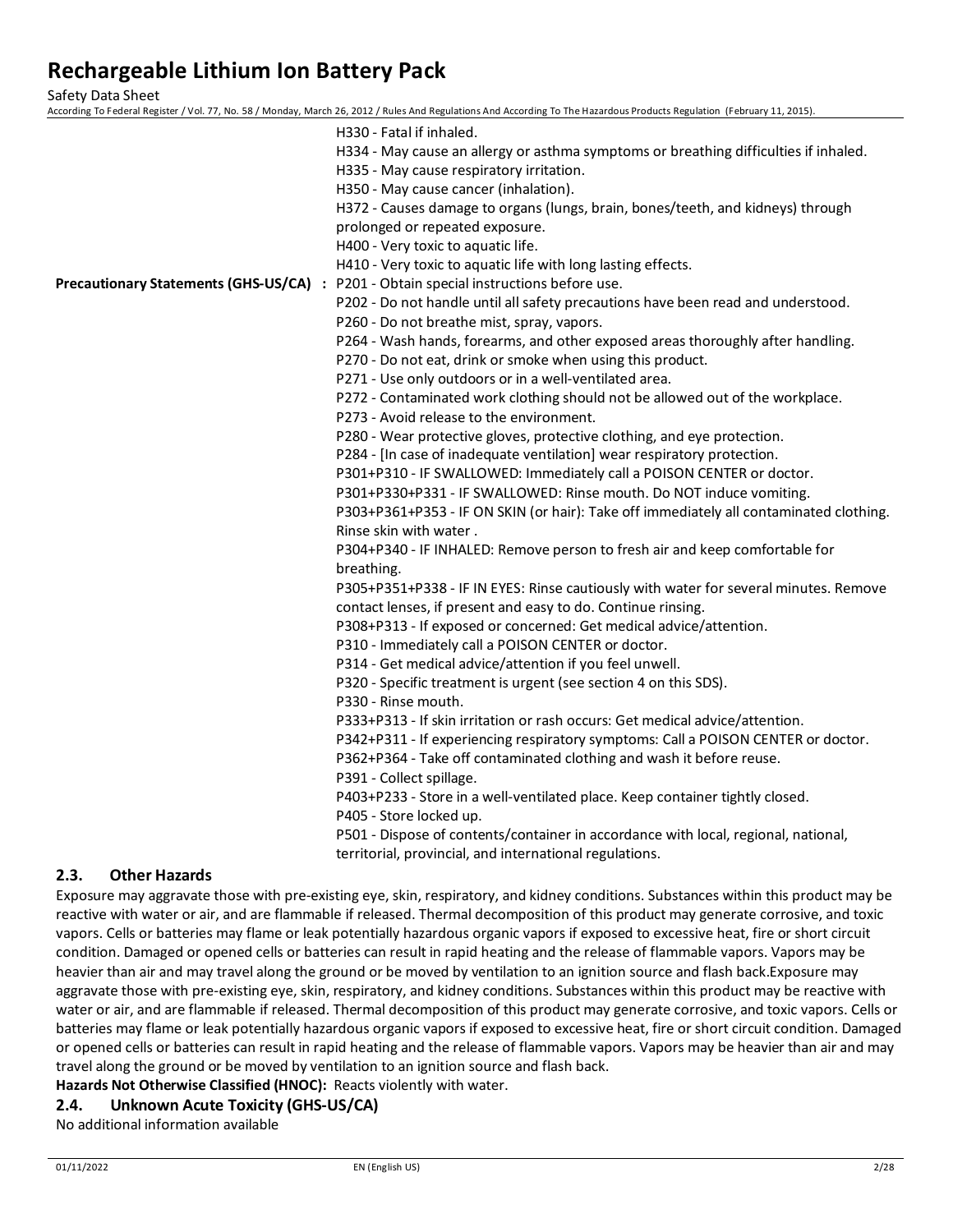H330 - Fatal if inhaled.
H334 - May cause an allergy or asthma symptoms or breathing difficulties if inhaled.
H335 - May cause respiratory irritation.
H350 - May cause cancer (inhalation).
H372 - Causes damage to organs (lungs, brain, bones/teeth, and kidneys) through prolonged or repeated exposure.
H400 - Very toxic to aquatic life.
H410 - Very toxic to aquatic life with long lasting effects.

**Precautionary Statements (GHS-US/CA) :**
P201 - Obtain special instructions before use.
P202 - Do not handle until all safety precautions have been read and understood.
P260 - Do not breathe mist, spray, vapors.
P264 - Wash hands, forearms, and other exposed areas thoroughly after handling.
P270 - Do not eat, drink or smoke when using this product.
P271 - Use only outdoors or in a well-ventilated area.
P272 - Contaminated work clothing should not be allowed out of the workplace.
P273 - Avoid release to the environment.
P280 - Wear protective gloves, protective clothing, and eye protection.
P284 - [In case of inadequate ventilation] wear respiratory protection.
P301+P310 - IF SWALLOWED: Immediately call a POISON CENTER or doctor.
P301+P330+P331 - IF SWALLOWED: Rinse mouth. Do NOT induce vomiting.
P303+P361+P353 - IF ON SKIN (or hair): Take off immediately all contaminated clothing. Rinse skin with water .
P304+P340 - IF INHALED: Remove person to fresh air and keep comfortable for breathing.
P305+P351+P338 - IF IN EYES: Rinse cautiously with water for several minutes. Remove contact lenses, if present and easy to do. Continue rinsing.
P308+P313 - If exposed or concerned: Get medical advice/attention.
P310 - Immediately call a POISON CENTER or doctor.
P314 - Get medical advice/attention if you feel unwell.
P320 - Specific treatment is urgent (see section 4 on this SDS).
P330 - Rinse mouth.
P333+P313 - If skin irritation or rash occurs: Get medical advice/attention.
P342+P311 - If experiencing respiratory symptoms: Call a POISON CENTER or doctor.
P362+P364 - Take off contaminated clothing and wash it before reuse.
P391 - Collect spillage.
P403+P233 - Store in a well-ventilated place. Keep container tightly closed.
P405 - Store locked up.
P501 - Dispose of contents/container in accordance with local, regional, national, territorial, provincial, and international regulations.

## 2.3. Other Hazards

Exposure may aggravate those with pre-existing eye, skin, respiratory, and kidney conditions. Substances within this product may be reactive with water or air, and are flammable if released. Thermal decomposition of this product may generate corrosive, and toxic vapors. Cells or batteries may flame or leak potentially hazardous organic vapors if exposed to excessive heat, fire or short circuit condition. Damaged or opened cells or batteries can result in rapid heating and the release of flammable vapors. Vapors may be heavier than air and may travel along the ground or be moved by ventilation to an ignition source and flash back.Exposure may aggravate those with pre-existing eye, skin, respiratory, and kidney conditions. Substances within this product may be reactive with water or air, and are flammable if released. Thermal decomposition of this product may generate corrosive, and toxic vapors. Cells or batteries may flame or leak potentially hazardous organic vapors if exposed to excessive heat, fire or short circuit condition. Damaged or opened cells or batteries can result in rapid heating and the release of flammable vapors. Vapors may be heavier than air and may travel along the ground or be moved by ventilation to an ignition source and flash back.

**Hazards Not Otherwise Classified (HNOC):** Reacts violently with water.

## 2.4. Unknown Acute Toxicity (GHS-US/CA)

No additional information available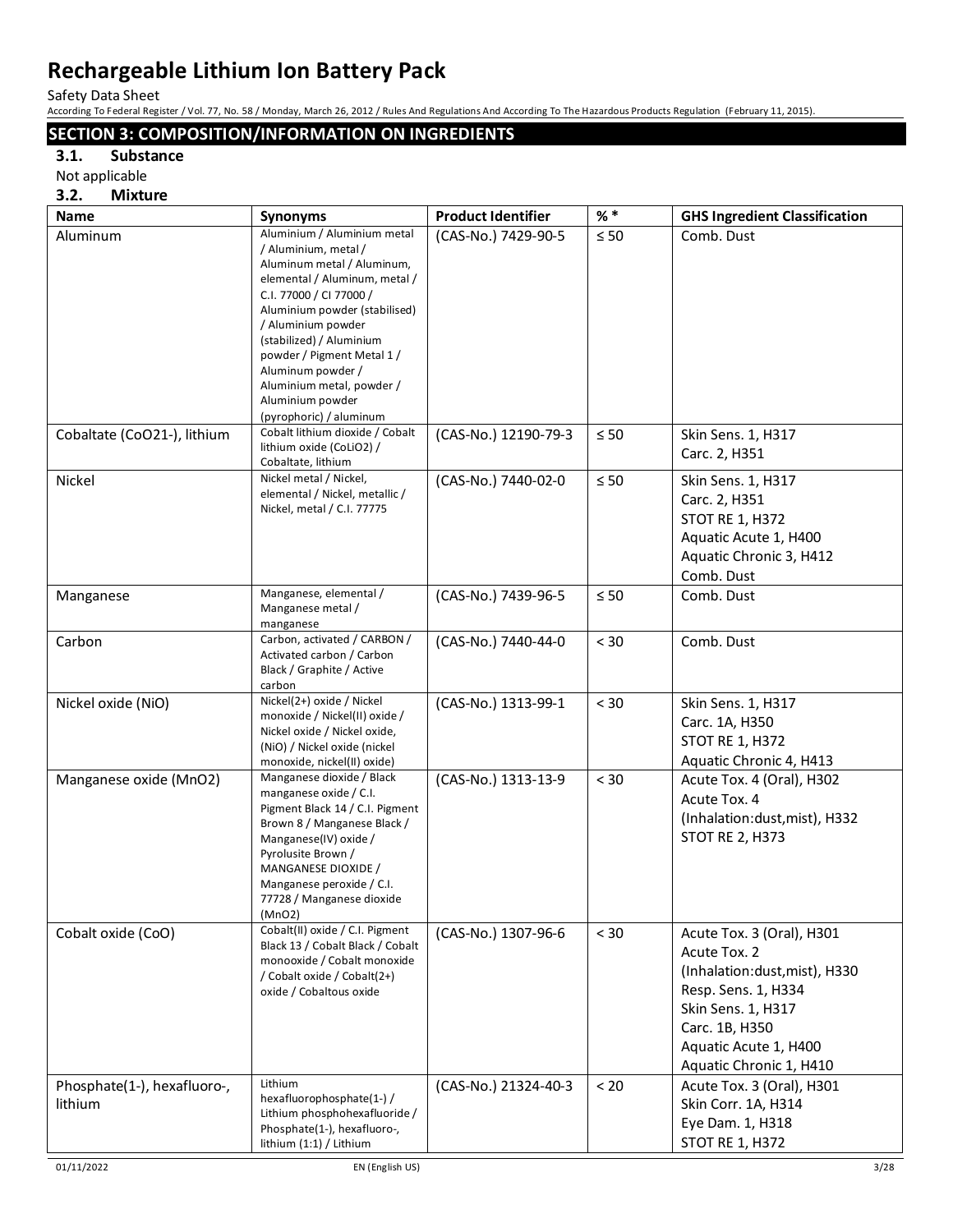# Rechargeable Lithium Ion Battery Pack

Safety Data Sheet

According To Federal Register / Vol. 77, No. 58 / Monday, March 26, 2012 / Rules And Regulations And According To The Hazardous Products Regulation (February 11, 2015).

## SECTION 3: COMPOSITION/INFORMATION ON INGREDIENTS

### 3.1. Substance

Not applicable

### 3.2. Mixture

| Name | Synonyms | Product Identifier | % * | GHS Ingredient Classification |
|---|---|---|---|---|
| Aluminum | Aluminium / Aluminium metal / Aluminium, metal / Aluminum metal / Aluminum, elemental / Aluminum, metal / C.I. 77000 / CI 77000 / Aluminium powder (stabilised) / Aluminium powder (stabilized) / Aluminium powder / Pigment Metal 1 / Aluminum powder / Aluminium metal, powder / Aluminium powder (pyrophoric) / aluminum | (CAS-No.) 7429-90-5 | ≤ 50 | Comb. Dust |
| Cobaltate (CoO21-), lithium | Cobalt lithium dioxide / Cobalt lithium oxide (CoLiO2) / Cobaltate, lithium | (CAS-No.) 12190-79-3 | ≤ 50 | Skin Sens. 1, H317<br>Carc. 2, H351 |
| Nickel | Nickel metal / Nickel, elemental / Nickel, metallic / Nickel, metal / C.I. 77775 | (CAS-No.) 7440-02-0 | ≤ 50 | Skin Sens. 1, H317<br>Carc. 2, H351<br>STOT RE 1, H372<br>Aquatic Acute 1, H400<br>Aquatic Chronic 3, H412<br>Comb. Dust |
| Manganese | Manganese, elemental / Manganese metal / manganese | (CAS-No.) 7439-96-5 | ≤ 50 | Comb. Dust |
| Carbon | Carbon, activated / CARBON / Activated carbon / Carbon Black / Graphite / Active carbon | (CAS-No.) 7440-44-0 | < 30 | Comb. Dust |
| Nickel oxide (NiO) | Nickel(2+) oxide / Nickel monoxide / Nickel(II) oxide / Nickel oxide / Nickel oxide, (NiO) / Nickel oxide (nickel monoxide, nickel(II) oxide) | (CAS-No.) 1313-99-1 | < 30 | Skin Sens. 1, H317<br>Carc. 1A, H350<br>STOT RE 1, H372<br>Aquatic Chronic 4, H413 |
| Manganese oxide (MnO2) | Manganese dioxide / Black manganese oxide / C.I. Pigment Black 14 / C.I. Pigment Brown 8 / Manganese Black / Manganese(IV) oxide / Pyrolusite Brown / MANGANESE DIOXIDE / Manganese peroxide / C.I. 77728 / Manganese dioxide (MnO2) | (CAS-No.) 1313-13-9 | < 30 | Acute Tox. 4 (Oral), H302<br>Acute Tox. 4 (Inhalation:dust,mist), H332<br>STOT RE 2, H373 |
| Cobalt oxide (CoO) | Cobalt(II) oxide / C.I. Pigment Black 13 / Cobalt Black / Cobalt monooxide / Cobalt monoxide / Cobalt oxide / Cobalt(2+) oxide / Cobaltous oxide | (CAS-No.) 1307-96-6 | < 30 | Acute Tox. 3 (Oral), H301<br>Acute Tox. 2 (Inhalation:dust,mist), H330<br>Resp. Sens. 1, H334<br>Skin Sens. 1, H317<br>Carc. 1B, H350<br>Aquatic Acute 1, H400<br>Aquatic Chronic 1, H410 |
| Phosphate(1-), hexafluoro-, lithium | Lithium hexafluorophosphate(1-) / Lithium phosphohexafluoride / Phosphate(1-), hexafluoro-, lithium (1:1) / Lithium | (CAS-No.) 21324-40-3 | < 20 | Acute Tox. 3 (Oral), H301<br>Skin Corr. 1A, H314<br>Eye Dam. 1, H318<br>STOT RE 1, H372 |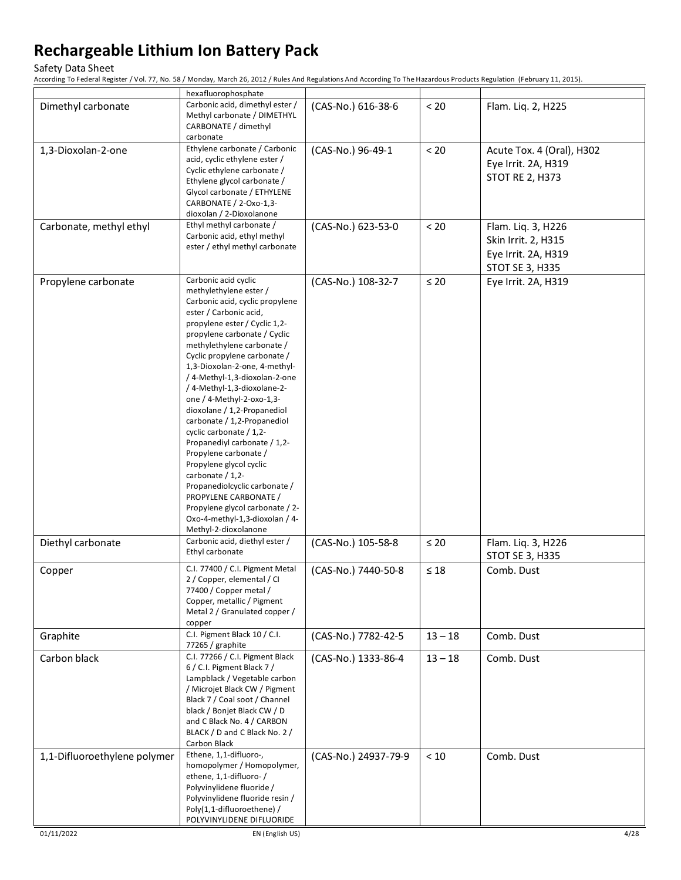| | hexafluorophosphate | | | |
|---|---|---|---|---|
| Dimethyl carbonate | Carbonic acid, dimethyl ester / Methyl carbonate / DIMETHYL CARBONATE / dimethyl carbonate | (CAS-No.) 616-38-6 | < 20 | Flam. Liq. 2, H225 |
| 1,3-Dioxolan-2-one | Ethylene carbonate / Carbonic acid, cyclic ethylene ester / Cyclic ethylene carbonate / Ethylene glycol carbonate / Glycol carbonate / ETHYLENE CARBONATE / 2-Oxo-1,3-dioxolan / 2-Dioxolanone | (CAS-No.) 96-49-1 | < 20 | Acute Tox. 4 (Oral), H302<br>Eye Irrit. 2A, H319<br>STOT RE 2, H373 |
| Carbonate, methyl ethyl | Ethyl methyl carbonate / Carbonic acid, ethyl methyl ester / ethyl methyl carbonate | (CAS-No.) 623-53-0 | < 20 | Flam. Liq. 3, H226<br>Skin Irrit. 2, H315<br>Eye Irrit. 2A, H319<br>STOT SE 3, H335 |
| Propylene carbonate | Carbonic acid cyclic methylethylene ester / Carbonic acid, cyclic propylene ester / Carbonic acid, propylene ester / Cyclic 1,2-propylene carbonate / Cyclic methylethylene carbonate / Cyclic propylene carbonate / 1,3-Dioxolan-2-one, 4-methyl- / 4-Methyl-1,3-dioxolan-2-one / 4-Methyl-1,3-dioxolane-2-one / 4-Methyl-2-oxo-1,3-dioxolane / 1,2-Propanediol carbonate / 1,2-Propanediol cyclic carbonate / 1,2-Propanediyl carbonate / 1,2-Propylene carbonate / Propylene glycol cyclic carbonate / 1,2-Propanediolcyclic carbonate / PROPYLENE CARBONATE / Propylene glycol carbonate / 2-Oxo-4-methyl-1,3-dioxolan / 4-Methyl-2-dioxolanone | (CAS-No.) 108-32-7 | ≤ 20 | Eye Irrit. 2A, H319 |
| Diethyl carbonate | Carbonic acid, diethyl ester / Ethyl carbonate | (CAS-No.) 105-58-8 | ≤ 20 | Flam. Liq. 3, H226<br>STOT SE 3, H335 |
| Copper | C.I. 77400 / C.I. Pigment Metal 2 / Copper, elemental / CI 77400 / Copper metal / Copper, metallic / Pigment Metal 2 / Granulated copper / copper | (CAS-No.) 7440-50-8 | ≤ 18 | Comb. Dust |
| Graphite | C.I. Pigment Black 10 / C.I. 77265 / graphite | (CAS-No.) 7782-42-5 | 13 – 18 | Comb. Dust |
| Carbon black | C.I. 77266 / C.I. Pigment Black 6 / C.I. Pigment Black 7 / Lampblack / Vegetable carbon / Microjet Black CW / Pigment Black 7 / Coal soot / Channel black / Bonjet Black CW / D and C Black No. 4 / CARBON BLACK / D and C Black No. 2 / Carbon Black | (CAS-No.) 1333-86-4 | 13 – 18 | Comb. Dust |
| 1,1-Difluoroethylene polymer | Ethene, 1,1-difluoro-, homopolymer / Homopolymer, ethene, 1,1-difluoro- / Polyvinylidene fluoride / Polyvinylidene fluoride resin / Poly(1,1-difluoroethene) / POLYVINYLIDENE DIFLUORIDE | (CAS-No.) 24937-79-9 | < 10 | Comb. Dust |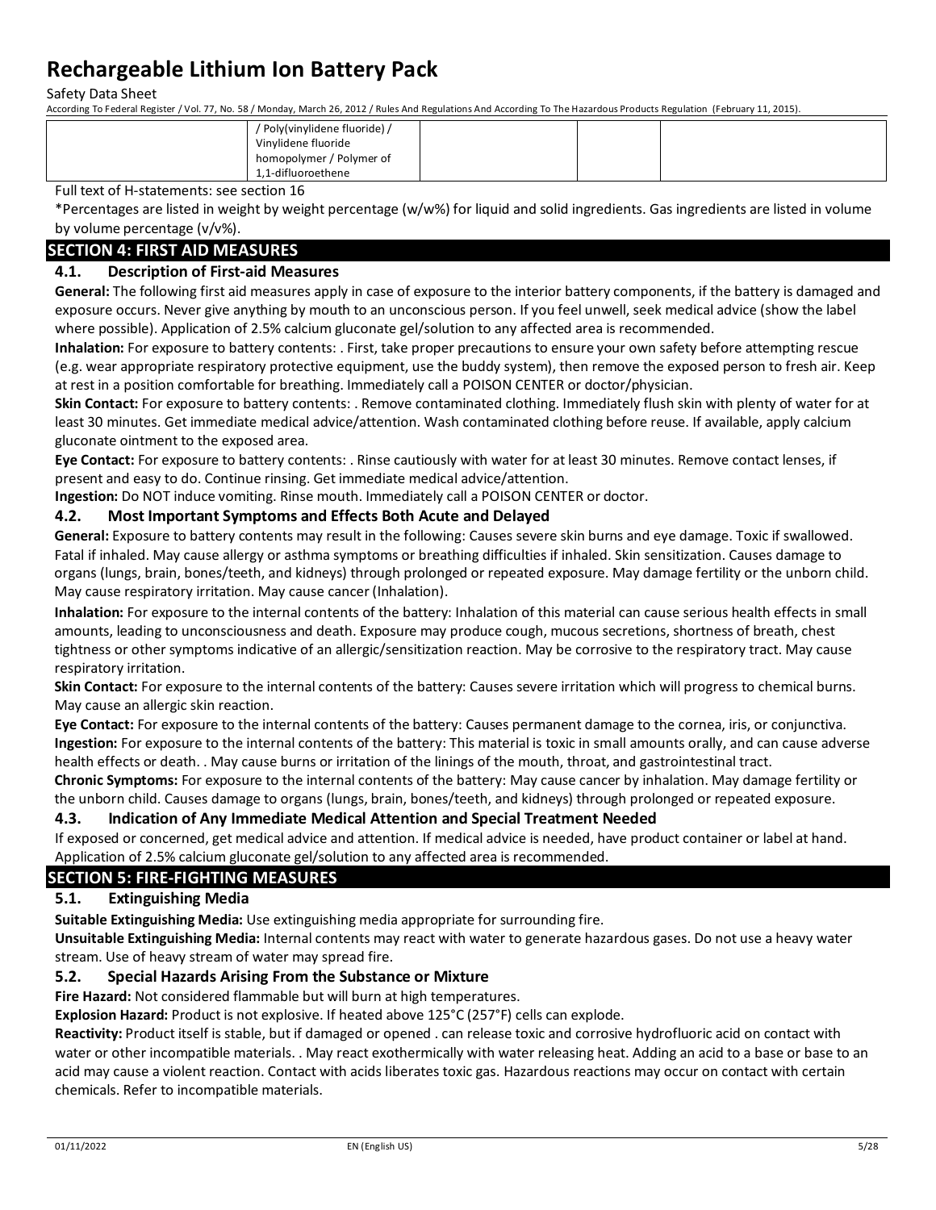| | / Poly(vinylidene fluoride) / Vinylidene fluoride homopolymer / Polymer of 1,1-difluoroethene | | | |
|---|---|---|---|---|

Full text of H-statements: see section 16

*Percentages are listed in weight by weight percentage (w/w%) for liquid and solid ingredients. Gas ingredients are listed in volume by volume percentage (v/v%).

## SECTION 4: FIRST AID MEASURES

### 4.1. Description of First-aid Measures

**General:** The following first aid measures apply in case of exposure to the interior battery components, if the battery is damaged and exposure occurs. Never give anything by mouth to an unconscious person. If you feel unwell, seek medical advice (show the label where possible). Application of 2.5% calcium gluconate gel/solution to any affected area is recommended.

**Inhalation:** For exposure to battery contents: . First, take proper precautions to ensure your own safety before attempting rescue (e.g. wear appropriate respiratory protective equipment, use the buddy system), then remove the exposed person to fresh air. Keep at rest in a position comfortable for breathing. Immediately call a POISON CENTER or doctor/physician.

**Skin Contact:** For exposure to battery contents: . Remove contaminated clothing. Immediately flush skin with plenty of water for at least 30 minutes. Get immediate medical advice/attention. Wash contaminated clothing before reuse. If available, apply calcium gluconate ointment to the exposed area.

**Eye Contact:** For exposure to battery contents: . Rinse cautiously with water for at least 30 minutes. Remove contact lenses, if present and easy to do. Continue rinsing. Get immediate medical advice/attention.

**Ingestion:** Do NOT induce vomiting. Rinse mouth. Immediately call a POISON CENTER or doctor.

### 4.2. Most Important Symptoms and Effects Both Acute and Delayed

**General:** Exposure to battery contents may result in the following: Causes severe skin burns and eye damage. Toxic if swallowed. Fatal if inhaled. May cause allergy or asthma symptoms or breathing difficulties if inhaled. Skin sensitization. Causes damage to organs (lungs, brain, bones/teeth, and kidneys) through prolonged or repeated exposure. May damage fertility or the unborn child. May cause respiratory irritation. May cause cancer (Inhalation).

**Inhalation:** For exposure to the internal contents of the battery: Inhalation of this material can cause serious health effects in small amounts, leading to unconsciousness and death. Exposure may produce cough, mucous secretions, shortness of breath, chest tightness or other symptoms indicative of an allergic/sensitization reaction. May be corrosive to the respiratory tract. May cause respiratory irritation.

**Skin Contact:** For exposure to the internal contents of the battery: Causes severe irritation which will progress to chemical burns. May cause an allergic skin reaction.

**Eye Contact:** For exposure to the internal contents of the battery: Causes permanent damage to the cornea, iris, or conjunctiva.

**Ingestion:** For exposure to the internal contents of the battery: This material is toxic in small amounts orally, and can cause adverse health effects or death. . May cause burns or irritation of the linings of the mouth, throat, and gastrointestinal tract.

**Chronic Symptoms:** For exposure to the internal contents of the battery: May cause cancer by inhalation. May damage fertility or the unborn child. Causes damage to organs (lungs, brain, bones/teeth, and kidneys) through prolonged or repeated exposure.

### 4.3. Indication of Any Immediate Medical Attention and Special Treatment Needed

If exposed or concerned, get medical advice and attention. If medical advice is needed, have product container or label at hand. Application of 2.5% calcium gluconate gel/solution to any affected area is recommended.

## SECTION 5: FIRE-FIGHTING MEASURES

### 5.1. Extinguishing Media

**Suitable Extinguishing Media:** Use extinguishing media appropriate for surrounding fire.

**Unsuitable Extinguishing Media:** Internal contents may react with water to generate hazardous gases. Do not use a heavy water stream. Use of heavy stream of water may spread fire.

### 5.2. Special Hazards Arising From the Substance or Mixture

**Fire Hazard:** Not considered flammable but will burn at high temperatures.

**Explosion Hazard:** Product is not explosive. If heated above 125°C (257°F) cells can explode.

**Reactivity:** Product itself is stable, but if damaged or opened . can release toxic and corrosive hydrofluoric acid on contact with water or other incompatible materials. . May react exothermically with water releasing heat. Adding an acid to a base or base to an acid may cause a violent reaction. Contact with acids liberates toxic gas. Hazardous reactions may occur on contact with certain chemicals. Refer to incompatible materials.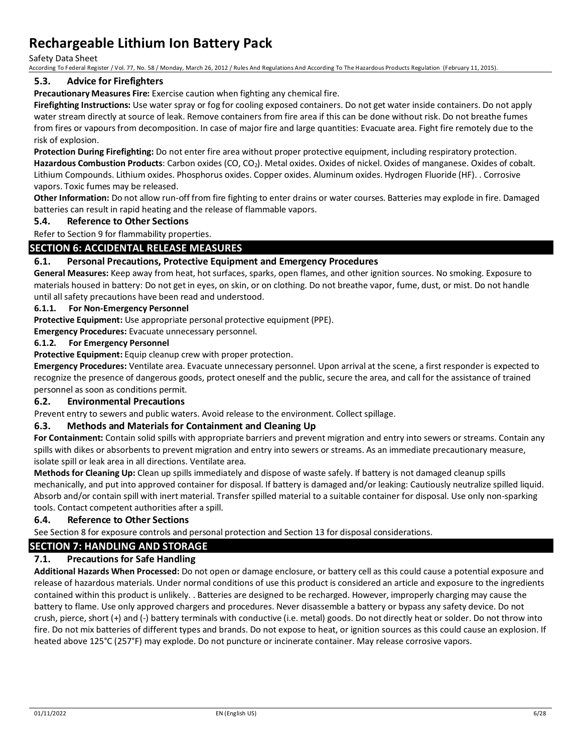### 5.3. Advice for Firefighters

**Precautionary Measures Fire:** Exercise caution when fighting any chemical fire.

**Firefighting Instructions:** Use water spray or fog for cooling exposed containers. Do not get water inside containers. Do not apply water stream directly at source of leak. Remove containers from fire area if this can be done without risk. Do not breathe fumes from fires or vapours from decomposition. In case of major fire and large quantities: Evacuate area. Fight fire remotely due to the risk of explosion.

**Protection During Firefighting:** Do not enter fire area without proper protective equipment, including respiratory protection.

**Hazardous Combustion Products**: Carbon oxides (CO, $CO_2$). Metal oxides. Oxides of nickel. Oxides of manganese. Oxides of cobalt. Lithium Compounds. Lithium oxides. Phosphorus oxides. Copper oxides. Aluminum oxides. Hydrogen Fluoride (HF). . Corrosive vapors. Toxic fumes may be released.

**Other Information:** Do not allow run-off from fire fighting to enter drains or water courses. Batteries may explode in fire. Damaged batteries can result in rapid heating and the release of flammable vapors.

### 5.4. Reference to Other Sections

Refer to Section 9 for flammability properties.

## SECTION 6: ACCIDENTAL RELEASE MEASURES

### 6.1. Personal Precautions, Protective Equipment and Emergency Procedures

**General Measures:** Keep away from heat, hot surfaces, sparks, open flames, and other ignition sources. No smoking. Exposure to materials housed in battery: Do not get in eyes, on skin, or on clothing. Do not breathe vapor, fume, dust, or mist. Do not handle until all safety precautions have been read and understood.

#### 6.1.1. For Non-Emergency Personnel

**Protective Equipment:** Use appropriate personal protective equipment (PPE).

**Emergency Procedures:** Evacuate unnecessary personnel.

#### 6.1.2. For Emergency Personnel

**Protective Equipment:** Equip cleanup crew with proper protection.

**Emergency Procedures:** Ventilate area. Evacuate unnecessary personnel. Upon arrival at the scene, a first responder is expected to recognize the presence of dangerous goods, protect oneself and the public, secure the area, and call for the assistance of trained personnel as soon as conditions permit.

### 6.2. Environmental Precautions

Prevent entry to sewers and public waters. Avoid release to the environment. Collect spillage.

### 6.3. Methods and Materials for Containment and Cleaning Up

**For Containment:** Contain solid spills with appropriate barriers and prevent migration and entry into sewers or streams. Contain any spills with dikes or absorbents to prevent migration and entry into sewers or streams. As an immediate precautionary measure, isolate spill or leak area in all directions. Ventilate area.

**Methods for Cleaning Up:** Clean up spills immediately and dispose of waste safely. If battery is not damaged cleanup spills mechanically, and put into approved container for disposal. If battery is damaged and/or leaking: Cautiously neutralize spilled liquid. Absorb and/or contain spill with inert material. Transfer spilled material to a suitable container for disposal. Use only non-sparking tools. Contact competent authorities after a spill.

### 6.4. Reference to Other Sections

See Section 8 for exposure controls and personal protection and Section 13 for disposal considerations.

## SECTION 7: HANDLING AND STORAGE

### 7.1. Precautions for Safe Handling

**Additional Hazards When Processed:** Do not open or damage enclosure, or battery cell as this could cause a potential exposure and release of hazardous materials. Under normal conditions of use this product is considered an article and exposure to the ingredients contained within this product is unlikely. . Batteries are designed to be recharged. However, improperly charging may cause the battery to flame. Use only approved chargers and procedures. Never disassemble a battery or bypass any safety device. Do not crush, pierce, short (+) and (-) battery terminals with conductive (i.e. metal) goods. Do not directly heat or solder. Do not throw into fire. Do not mix batteries of different types and brands. Do not expose to heat, or ignition sources as this could cause an explosion. If heated above 125°C (257°F) may explode. Do not puncture or incinerate container. May release corrosive vapors.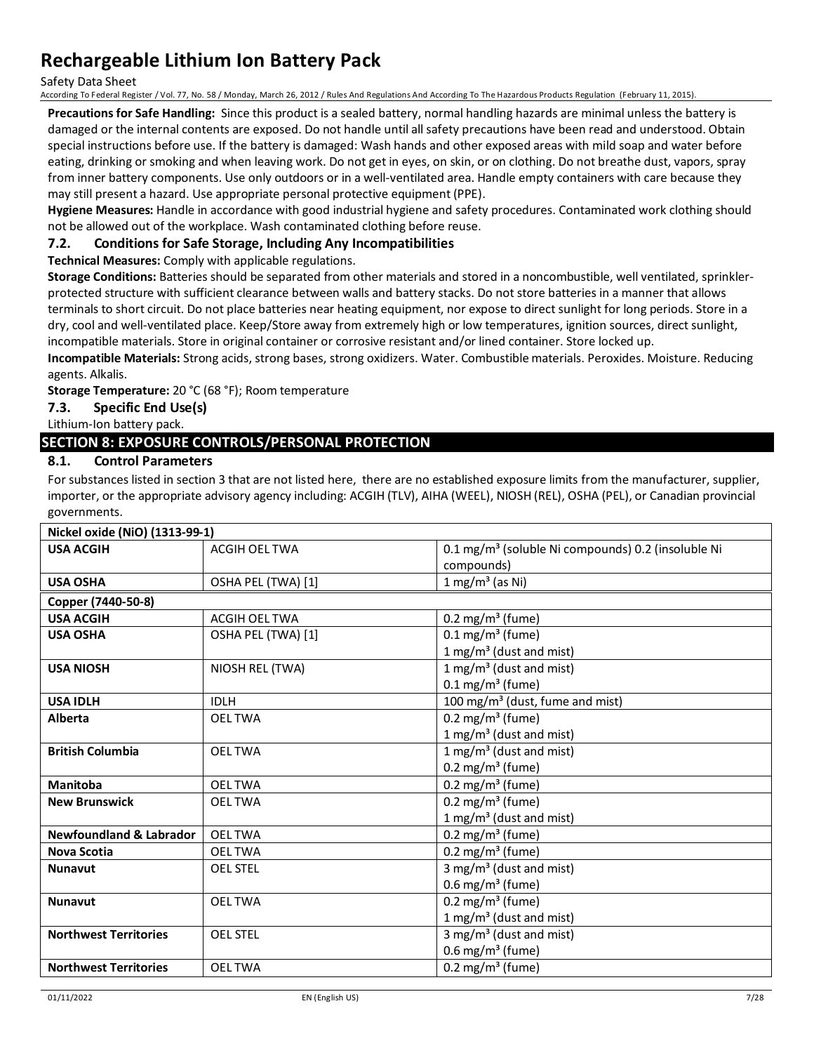**Precautions for Safe Handling:** Since this product is a sealed battery, normal handling hazards are minimal unless the battery is damaged or the internal contents are exposed. Do not handle until all safety precautions have been read and understood. Obtain special instructions before use. If the battery is damaged: Wash hands and other exposed areas with mild soap and water before eating, drinking or smoking and when leaving work. Do not get in eyes, on skin, or on clothing. Do not breathe dust, vapors, spray from inner battery components. Use only outdoors or in a well-ventilated area. Handle empty containers with care because they may still present a hazard. Use appropriate personal protective equipment (PPE).

**Hygiene Measures:** Handle in accordance with good industrial hygiene and safety procedures. Contaminated work clothing should not be allowed out of the workplace. Wash contaminated clothing before reuse.

### 7.2. Conditions for Safe Storage, Including Any Incompatibilities

**Technical Measures:** Comply with applicable regulations.

**Storage Conditions:** Batteries should be separated from other materials and stored in a noncombustible, well ventilated, sprinkler-protected structure with sufficient clearance between walls and battery stacks. Do not store batteries in a manner that allows terminals to short circuit. Do not place batteries near heating equipment, nor expose to direct sunlight for long periods. Store in a dry, cool and well-ventilated place. Keep/Store away from extremely high or low temperatures, ignition sources, direct sunlight, incompatible materials. Store in original container or corrosive resistant and/or lined container. Store locked up.

**Incompatible Materials:** Strong acids, strong bases, strong oxidizers. Water. Combustible materials. Peroxides. Moisture. Reducing agents. Alkalis.

**Storage Temperature:** 20 °C (68 °F); Room temperature

### 7.3. Specific End Use(s)

Lithium-Ion battery pack.

## SECTION 8: EXPOSURE CONTROLS/PERSONAL PROTECTION

### 8.1. Control Parameters

For substances listed in section 3 that are not listed here, there are no established exposure limits from the manufacturer, supplier, importer, or the appropriate advisory agency including: ACGIH (TLV), AIHA (WEEL), NIOSH (REL), OSHA (PEL), or Canadian provincial governments.

| **Nickel oxide (NiO) (1313-99-1)** | | |
|---|---|---|
| **USA ACGIH** | ACGIH OEL TWA | 0.1 mg/m³ (soluble Ni compounds) 0.2 (insoluble Ni compounds) |
| **USA OSHA** | OSHA PEL (TWA) [1] | 1 mg/m³ (as Ni) |

| **Copper (7440-50-8)** | | |
|---|---|---|
| **USA ACGIH** | ACGIH OEL TWA | 0.2 mg/m³ (fume) |
| **USA OSHA** | OSHA PEL (TWA) [1] | 0.1 mg/m³ (fume)<br>1 mg/m³ (dust and mist) |
| **USA NIOSH** | NIOSH REL (TWA) | 1 mg/m³ (dust and mist)<br>0.1 mg/m³ (fume) |
| **USA IDLH** | IDLH | 100 mg/m³ (dust, fume and mist) |
| **Alberta** | OEL TWA | 0.2 mg/m³ (fume)<br>1 mg/m³ (dust and mist) |
| **British Columbia** | OEL TWA | 1 mg/m³ (dust and mist)<br>0.2 mg/m³ (fume) |
| **Manitoba** | OEL TWA | 0.2 mg/m³ (fume) |
| **New Brunswick** | OEL TWA | 0.2 mg/m³ (fume)<br>1 mg/m³ (dust and mist) |
| **Newfoundland & Labrador** | OEL TWA | 0.2 mg/m³ (fume) |
| **Nova Scotia** | OEL TWA | 0.2 mg/m³ (fume) |
| **Nunavut** | OEL STEL | 3 mg/m³ (dust and mist)<br>0.6 mg/m³ (fume) |
| **Nunavut** | OEL TWA | 0.2 mg/m³ (fume)<br>1 mg/m³ (dust and mist) |
| **Northwest Territories** | OEL STEL | 3 mg/m³ (dust and mist)<br>0.6 mg/m³ (fume) |
| **Northwest Territories** | OEL TWA | 0.2 mg/m³ (fume) |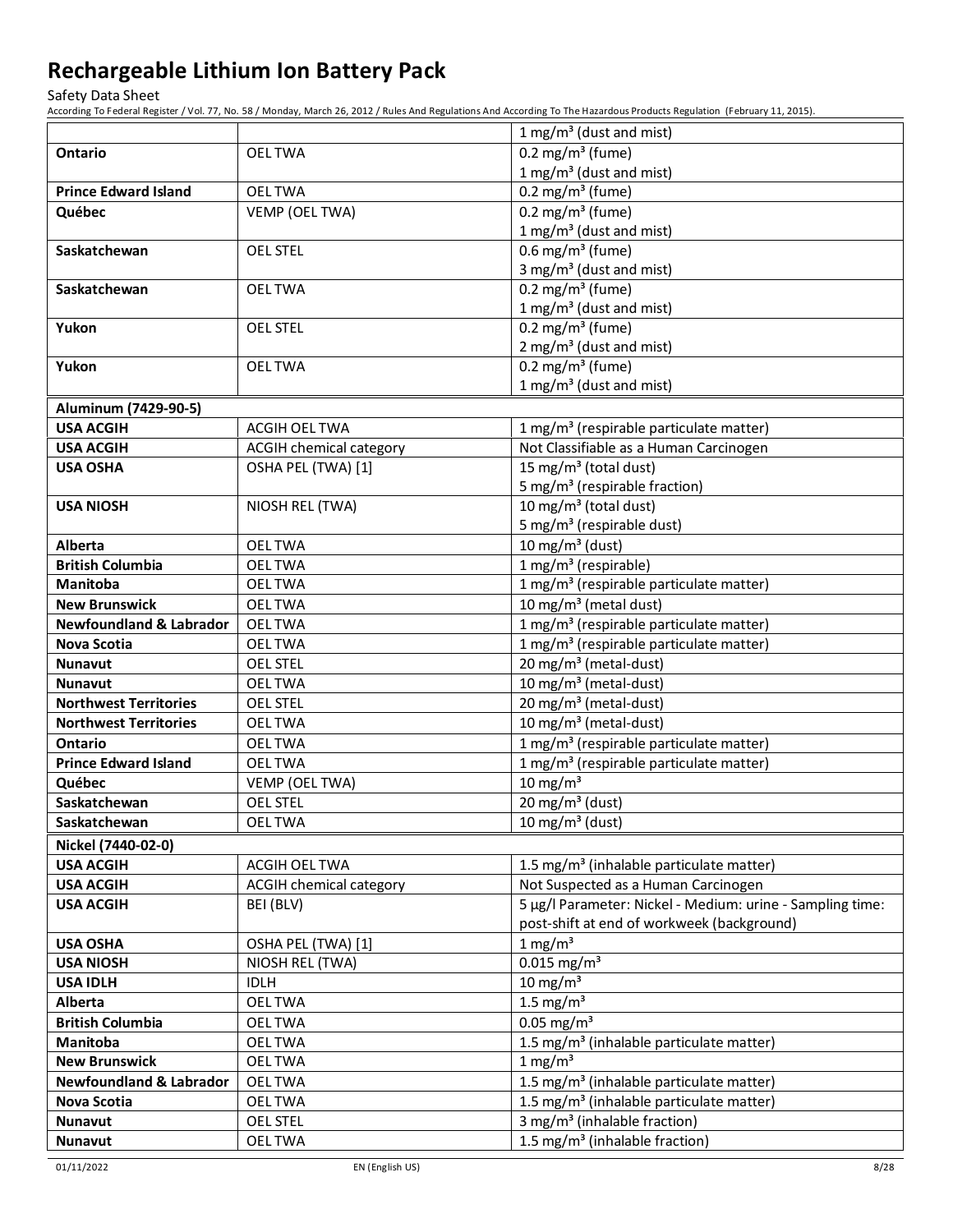| | | |
|---|---|---|
| | | 1 mg/m³ (dust and mist) |
| **Ontario** | OEL TWA | 0.2 mg/m³ (fume)<br>1 mg/m³ (dust and mist) |
| **Prince Edward Island** | OEL TWA | 0.2 mg/m³ (fume) |
| **Québec** | VEMP (OEL TWA) | 0.2 mg/m³ (fume)<br>1 mg/m³ (dust and mist) |
| **Saskatchewan** | OEL STEL | 0.6 mg/m³ (fume)<br>3 mg/m³ (dust and mist) |
| **Saskatchewan** | OEL TWA | 0.2 mg/m³ (fume)<br>1 mg/m³ (dust and mist) |
| **Yukon** | OEL STEL | 0.2 mg/m³ (fume)<br>2 mg/m³ (dust and mist) |
| **Yukon** | OEL TWA | 0.2 mg/m³ (fume)<br>1 mg/m³ (dust and mist) |
| **Aluminum (7429-90-5)** | | |
| **USA ACGIH** | ACGIH OEL TWA | 1 mg/m³ (respirable particulate matter) |
| **USA ACGIH** | ACGIH chemical category | Not Classifiable as a Human Carcinogen |
| **USA OSHA** | OSHA PEL (TWA) [1] | 15 mg/m³ (total dust)<br>5 mg/m³ (respirable fraction) |
| **USA NIOSH** | NIOSH REL (TWA) | 10 mg/m³ (total dust)<br>5 mg/m³ (respirable dust) |
| **Alberta** | OEL TWA | 10 mg/m³ (dust) |
| **British Columbia** | OEL TWA | 1 mg/m³ (respirable) |
| **Manitoba** | OEL TWA | 1 mg/m³ (respirable particulate matter) |
| **New Brunswick** | OEL TWA | 10 mg/m³ (metal dust) |
| **Newfoundland & Labrador** | OEL TWA | 1 mg/m³ (respirable particulate matter) |
| **Nova Scotia** | OEL TWA | 1 mg/m³ (respirable particulate matter) |
| **Nunavut** | OEL STEL | 20 mg/m³ (metal-dust) |
| **Nunavut** | OEL TWA | 10 mg/m³ (metal-dust) |
| **Northwest Territories** | OEL STEL | 20 mg/m³ (metal-dust) |
| **Northwest Territories** | OEL TWA | 10 mg/m³ (metal-dust) |
| **Ontario** | OEL TWA | 1 mg/m³ (respirable particulate matter) |
| **Prince Edward Island** | OEL TWA | 1 mg/m³ (respirable particulate matter) |
| **Québec** | VEMP (OEL TWA) | 10 mg/m³ |
| **Saskatchewan** | OEL STEL | 20 mg/m³ (dust) |
| **Saskatchewan** | OEL TWA | 10 mg/m³ (dust) |
| **Nickel (7440-02-0)** | | |
| **USA ACGIH** | ACGIH OEL TWA | 1.5 mg/m³ (inhalable particulate matter) |
| **USA ACGIH** | ACGIH chemical category | Not Suspected as a Human Carcinogen |
| **USA ACGIH** | BEI (BLV) | 5 µg/l Parameter: Nickel - Medium: urine - Sampling time: post-shift at end of workweek (background) |
| **USA OSHA** | OSHA PEL (TWA) [1] | 1 mg/m³ |
| **USA NIOSH** | NIOSH REL (TWA) | 0.015 mg/m³ |
| **USA IDLH** | IDLH | 10 mg/m³ |
| **Alberta** | OEL TWA | 1.5 mg/m³ |
| **British Columbia** | OEL TWA | 0.05 mg/m³ |
| **Manitoba** | OEL TWA | 1.5 mg/m³ (inhalable particulate matter) |
| **New Brunswick** | OEL TWA | 1 mg/m³ |
| **Newfoundland & Labrador** | OEL TWA | 1.5 mg/m³ (inhalable particulate matter) |
| **Nova Scotia** | OEL TWA | 1.5 mg/m³ (inhalable particulate matter) |
| **Nunavut** | OEL STEL | 3 mg/m³ (inhalable fraction) |
| **Nunavut** | OEL TWA | 1.5 mg/m³ (inhalable fraction) |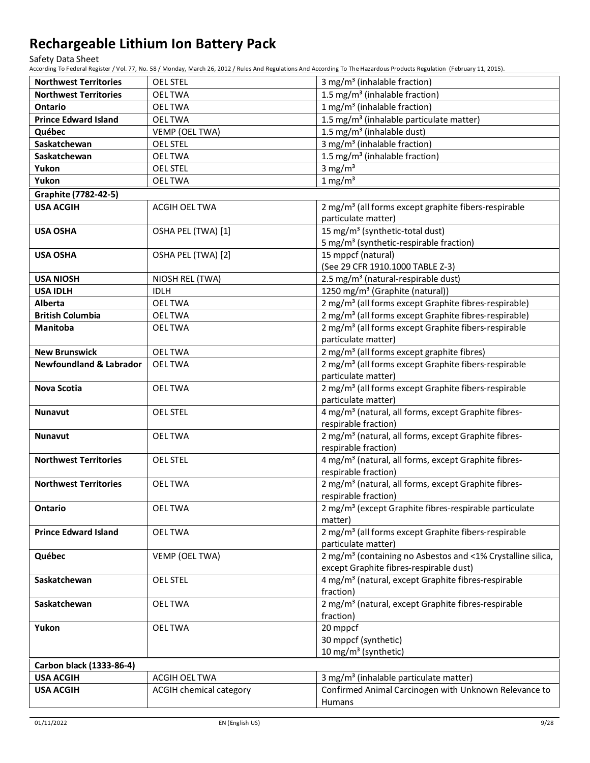| | | |
|---|---|---|
| **Northwest Territories** | OEL STEL | 3 mg/m³ (inhalable fraction) |
| **Northwest Territories** | OEL TWA | 1.5 mg/m³ (inhalable fraction) |
| **Ontario** | OEL TWA | 1 mg/m³ (inhalable fraction) |
| **Prince Edward Island** | OEL TWA | 1.5 mg/m³ (inhalable particulate matter) |
| **Québec** | VEMP (OEL TWA) | 1.5 mg/m³ (inhalable dust) |
| **Saskatchewan** | OEL STEL | 3 mg/m³ (inhalable fraction) |
| **Saskatchewan** | OEL TWA | 1.5 mg/m³ (inhalable fraction) |
| **Yukon** | OEL STEL | 3 mg/m³ |
| **Yukon** | OEL TWA | 1 mg/m³ |
| **Graphite (7782-42-5)** | | |
| **USA ACGIH** | ACGIH OEL TWA | 2 mg/m³ (all forms except graphite fibers-respirable particulate matter) |
| **USA OSHA** | OSHA PEL (TWA) [1] | 15 mg/m³ (synthetic-total dust)<br>5 mg/m³ (synthetic-respirable fraction) |
| **USA OSHA** | OSHA PEL (TWA) [2] | 15 mppcf (natural)<br>(See 29 CFR 1910.1000 TABLE Z-3) |
| **USA NIOSH** | NIOSH REL (TWA) | 2.5 mg/m³ (natural-respirable dust) |
| **USA IDLH** | IDLH | 1250 mg/m³ (Graphite (natural)) |
| **Alberta** | OEL TWA | 2 mg/m³ (all forms except Graphite fibres-respirable) |
| **British Columbia** | OEL TWA | 2 mg/m³ (all forms except Graphite fibres-respirable) |
| **Manitoba** | OEL TWA | 2 mg/m³ (all forms except Graphite fibers-respirable particulate matter) |
| **New Brunswick** | OEL TWA | 2 mg/m³ (all forms except graphite fibres) |
| **Newfoundland & Labrador** | OEL TWA | 2 mg/m³ (all forms except Graphite fibers-respirable particulate matter) |
| **Nova Scotia** | OEL TWA | 2 mg/m³ (all forms except Graphite fibers-respirable particulate matter) |
| **Nunavut** | OEL STEL | 4 mg/m³ (natural, all forms, except Graphite fibres-respirable fraction) |
| **Nunavut** | OEL TWA | 2 mg/m³ (natural, all forms, except Graphite fibres-respirable fraction) |
| **Northwest Territories** | OEL STEL | 4 mg/m³ (natural, all forms, except Graphite fibres-respirable fraction) |
| **Northwest Territories** | OEL TWA | 2 mg/m³ (natural, all forms, except Graphite fibres-respirable fraction) |
| **Ontario** | OEL TWA | 2 mg/m³ (except Graphite fibres-respirable particulate matter) |
| **Prince Edward Island** | OEL TWA | 2 mg/m³ (all forms except Graphite fibers-respirable particulate matter) |
| **Québec** | VEMP (OEL TWA) | 2 mg/m³ (containing no Asbestos and <1% Crystalline silica, except Graphite fibres-respirable dust) |
| **Saskatchewan** | OEL STEL | 4 mg/m³ (natural, except Graphite fibres-respirable fraction) |
| **Saskatchewan** | OEL TWA | 2 mg/m³ (natural, except Graphite fibres-respirable fraction) |
| **Yukon** | OEL TWA | 20 mppcf<br>30 mppcf (synthetic)<br>10 mg/m³ (synthetic) |
| **Carbon black (1333-86-4)** | | |
| **USA ACGIH** | ACGIH OEL TWA | 3 mg/m³ (inhalable particulate matter) |
| **USA ACGIH** | ACGIH chemical category | Confirmed Animal Carcinogen with Unknown Relevance to Humans |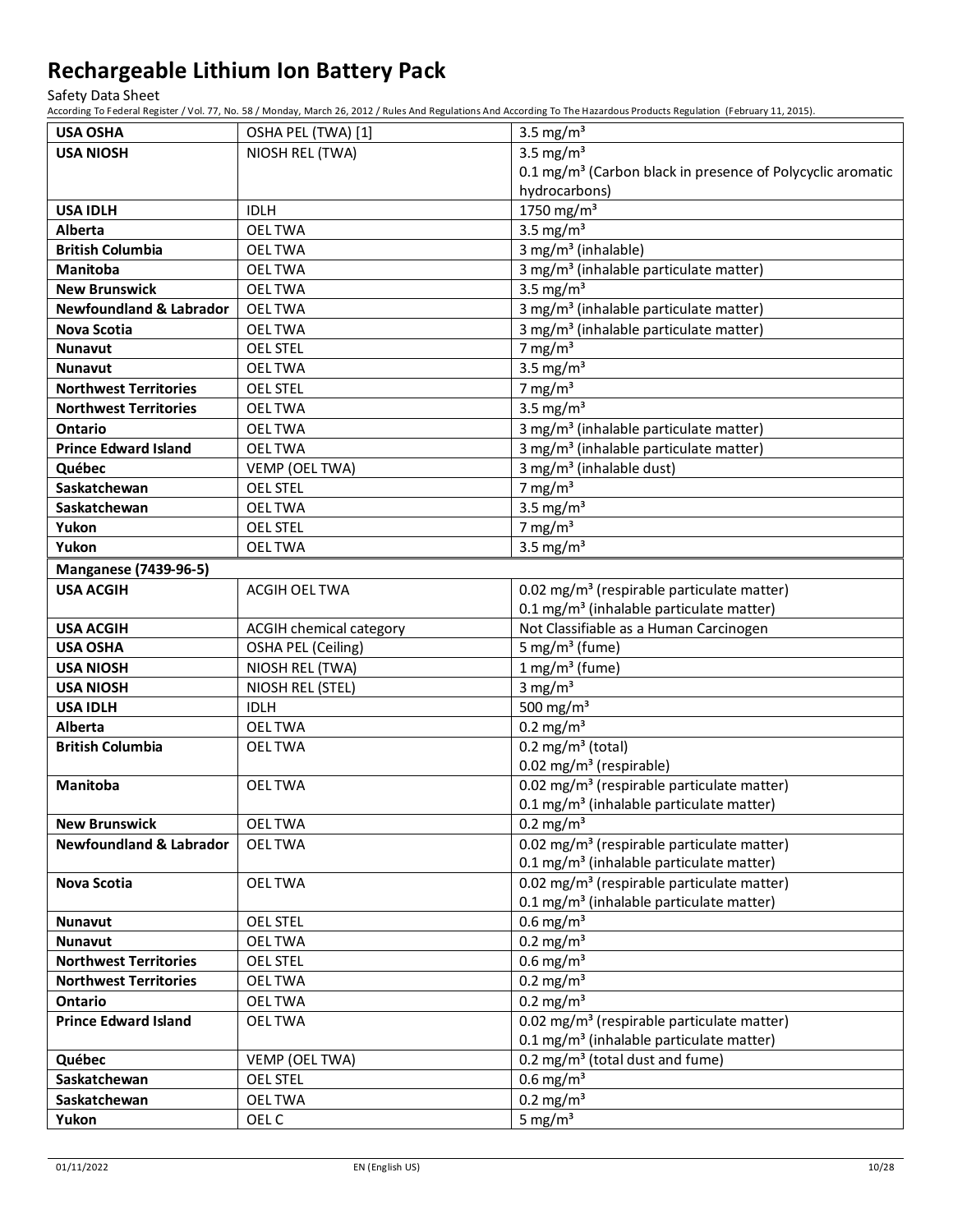| | | |
|---|---|---|
| **USA OSHA** | OSHA PEL (TWA) [1] | 3.5 mg/m³ |
| **USA NIOSH** | NIOSH REL (TWA) | 3.5 mg/m³<br>0.1 mg/m³ (Carbon black in presence of Polycyclic aromatic hydrocarbons) |
| **USA IDLH** | IDLH | 1750 mg/m³ |
| **Alberta** | OEL TWA | 3.5 mg/m³ |
| **British Columbia** | OEL TWA | 3 mg/m³ (inhalable) |
| **Manitoba** | OEL TWA | 3 mg/m³ (inhalable particulate matter) |
| **New Brunswick** | OEL TWA | 3.5 mg/m³ |
| **Newfoundland & Labrador** | OEL TWA | 3 mg/m³ (inhalable particulate matter) |
| **Nova Scotia** | OEL TWA | 3 mg/m³ (inhalable particulate matter) |
| **Nunavut** | OEL STEL | 7 mg/m³ |
| **Nunavut** | OEL TWA | 3.5 mg/m³ |
| **Northwest Territories** | OEL STEL | 7 mg/m³ |
| **Northwest Territories** | OEL TWA | 3.5 mg/m³ |
| **Ontario** | OEL TWA | 3 mg/m³ (inhalable particulate matter) |
| **Prince Edward Island** | OEL TWA | 3 mg/m³ (inhalable particulate matter) |
| **Québec** | VEMP (OEL TWA) | 3 mg/m³ (inhalable dust) |
| **Saskatchewan** | OEL STEL | 7 mg/m³ |
| **Saskatchewan** | OEL TWA | 3.5 mg/m³ |
| **Yukon** | OEL STEL | 7 mg/m³ |
| **Yukon** | OEL TWA | 3.5 mg/m³ |
| **Manganese (7439-96-5)** | | |
| **USA ACGIH** | ACGIH OEL TWA | 0.02 mg/m³ (respirable particulate matter)<br>0.1 mg/m³ (inhalable particulate matter) |
| **USA ACGIH** | ACGIH chemical category | Not Classifiable as a Human Carcinogen |
| **USA OSHA** | OSHA PEL (Ceiling) | 5 mg/m³ (fume) |
| **USA NIOSH** | NIOSH REL (TWA) | 1 mg/m³ (fume) |
| **USA NIOSH** | NIOSH REL (STEL) | 3 mg/m³ |
| **USA IDLH** | IDLH | 500 mg/m³ |
| **Alberta** | OEL TWA | 0.2 mg/m³ |
| **British Columbia** | OEL TWA | 0.2 mg/m³ (total)<br>0.02 mg/m³ (respirable) |
| **Manitoba** | OEL TWA | 0.02 mg/m³ (respirable particulate matter)<br>0.1 mg/m³ (inhalable particulate matter) |
| **New Brunswick** | OEL TWA | 0.2 mg/m³ |
| **Newfoundland & Labrador** | OEL TWA | 0.02 mg/m³ (respirable particulate matter)<br>0.1 mg/m³ (inhalable particulate matter) |
| **Nova Scotia** | OEL TWA | 0.02 mg/m³ (respirable particulate matter)<br>0.1 mg/m³ (inhalable particulate matter) |
| **Nunavut** | OEL STEL | 0.6 mg/m³ |
| **Nunavut** | OEL TWA | 0.2 mg/m³ |
| **Northwest Territories** | OEL STEL | 0.6 mg/m³ |
| **Northwest Territories** | OEL TWA | 0.2 mg/m³ |
| **Ontario** | OEL TWA | 0.2 mg/m³ |
| **Prince Edward Island** | OEL TWA | 0.02 mg/m³ (respirable particulate matter)<br>0.1 mg/m³ (inhalable particulate matter) |
| **Québec** | VEMP (OEL TWA) | 0.2 mg/m³ (total dust and fume) |
| **Saskatchewan** | OEL STEL | 0.6 mg/m³ |
| **Saskatchewan** | OEL TWA | 0.2 mg/m³ |
| **Yukon** | OEL C | 5 mg/m³ |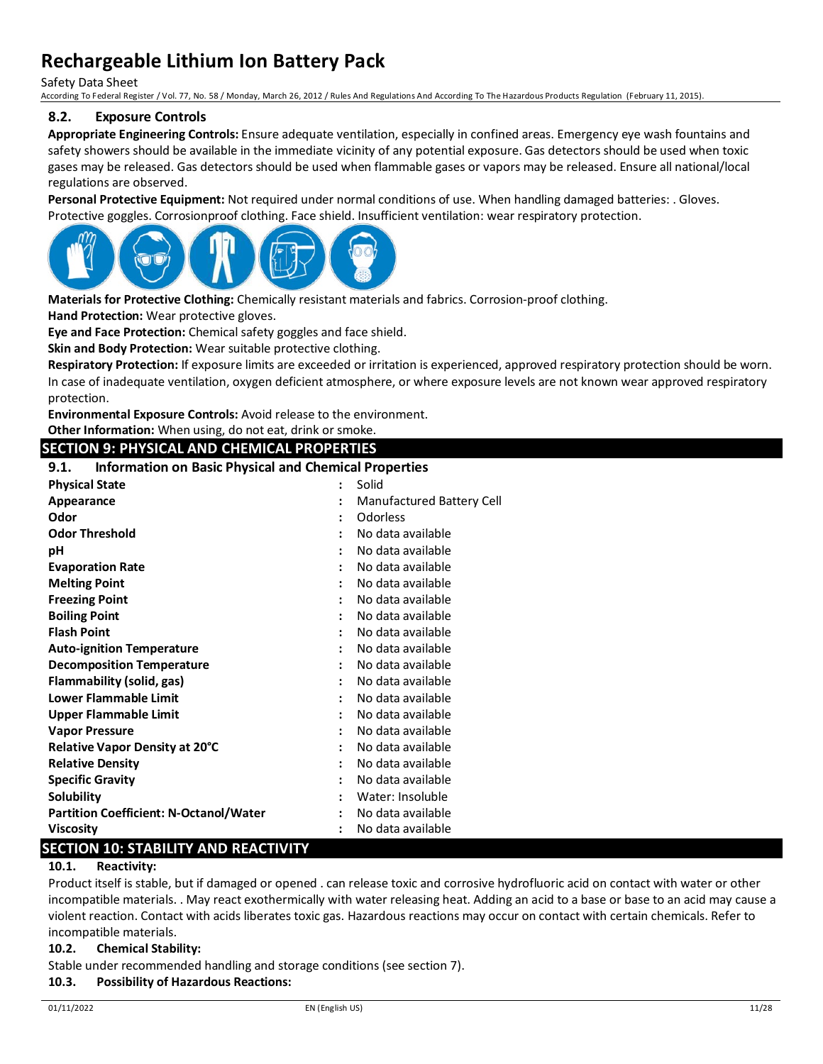### 8.2. Exposure Controls

**Appropriate Engineering Controls:** Ensure adequate ventilation, especially in confined areas. Emergency eye wash fountains and safety showers should be available in the immediate vicinity of any potential exposure. Gas detectors should be used when toxic gases may be released. Gas detectors should be used when flammable gases or vapors may be released. Ensure all national/local regulations are observed.

**Personal Protective Equipment:** Not required under normal conditions of use. When handling damaged batteries: . Gloves. Protective goggles. Corrosionproof clothing. Face shield. Insufficient ventilation: wear respiratory protection.

**Materials for Protective Clothing:** Chemically resistant materials and fabrics. Corrosion-proof clothing.

**Hand Protection:** Wear protective gloves.

**Eye and Face Protection:** Chemical safety goggles and face shield.

**Skin and Body Protection:** Wear suitable protective clothing.

**Respiratory Protection:** If exposure limits are exceeded or irritation is experienced, approved respiratory protection should be worn. In case of inadequate ventilation, oxygen deficient atmosphere, or where exposure levels are not known wear approved respiratory protection.

**Environmental Exposure Controls:** Avoid release to the environment.

**Other Information:** When using, do not eat, drink or smoke.

## SECTION 9: PHYSICAL AND CHEMICAL PROPERTIES

### 9.1. Information on Basic Physical and Chemical Properties

| Property | | Value |
|---|---|---|
| **Physical State** | : | Solid |
| **Appearance** | : | Manufactured Battery Cell |
| **Odor** | : | Odorless |
| **Odor Threshold** | : | No data available |
| **pH** | : | No data available |
| **Evaporation Rate** | : | No data available |
| **Melting Point** | : | No data available |
| **Freezing Point** | : | No data available |
| **Boiling Point** | : | No data available |
| **Flash Point** | : | No data available |
| **Auto-ignition Temperature** | : | No data available |
| **Decomposition Temperature** | : | No data available |
| **Flammability (solid, gas)** | : | No data available |
| **Lower Flammable Limit** | : | No data available |
| **Upper Flammable Limit** | : | No data available |
| **Vapor Pressure** | : | No data available |
| **Relative Vapor Density at 20°C** | : | No data available |
| **Relative Density** | : | No data available |
| **Specific Gravity** | : | No data available |
| **Solubility** | : | Water: Insoluble |
| **Partition Coefficient: N-Octanol/Water** | : | No data available |
| **Viscosity** | : | No data available |

## SECTION 10: STABILITY AND REACTIVITY

### 10.1. Reactivity:

Product itself is stable, but if damaged or opened . can release toxic and corrosive hydrofluoric acid on contact with water or other incompatible materials. . May react exothermically with water releasing heat. Adding an acid to a base or base to an acid may cause a violent reaction. Contact with acids liberates toxic gas. Hazardous reactions may occur on contact with certain chemicals. Refer to incompatible materials.

### 10.2. Chemical Stability:

Stable under recommended handling and storage conditions (see section 7).

### 10.3. Possibility of Hazardous Reactions: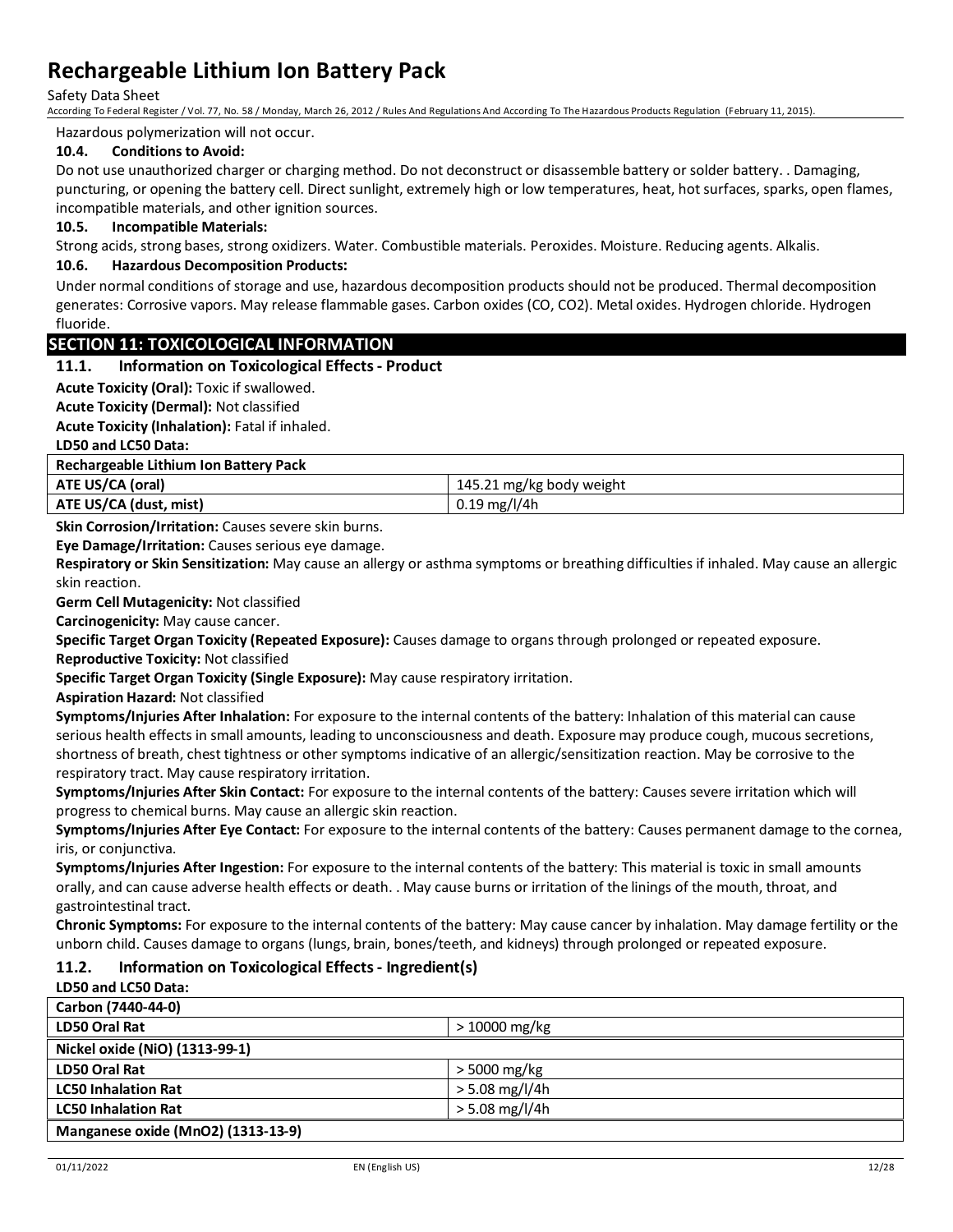Hazardous polymerization will not occur.

**10.4. Conditions to Avoid:**

Do not use unauthorized charger or charging method. Do not deconstruct or disassemble battery or solder battery. . Damaging, puncturing, or opening the battery cell. Direct sunlight, extremely high or low temperatures, heat, hot surfaces, sparks, open flames, incompatible materials, and other ignition sources.

**10.5. Incompatible Materials:**

Strong acids, strong bases, strong oxidizers. Water. Combustible materials. Peroxides. Moisture. Reducing agents. Alkalis.

**10.6. Hazardous Decomposition Products:**

Under normal conditions of storage and use, hazardous decomposition products should not be produced. Thermal decomposition generates: Corrosive vapors. May release flammable gases. Carbon oxides (CO, $CO_2$). Metal oxides. Hydrogen chloride. Hydrogen fluoride.

## SECTION 11: TOXICOLOGICAL INFORMATION

### 11.1. Information on Toxicological Effects - Product

**Acute Toxicity (Oral):** Toxic if swallowed.

**Acute Toxicity (Dermal):** Not classified

**Acute Toxicity (Inhalation):** Fatal if inhaled.

**LD50 and LC50 Data:**

| Rechargeable Lithium Ion Battery Pack | |
|---|---|
| **ATE US/CA (oral)** | 145.21 mg/kg body weight |
| **ATE US/CA (dust, mist)** | 0.19 mg/l/4h |

**Skin Corrosion/Irritation:** Causes severe skin burns.

**Eye Damage/Irritation:** Causes serious eye damage.

**Respiratory or Skin Sensitization:** May cause an allergy or asthma symptoms or breathing difficulties if inhaled. May cause an allergic skin reaction.

**Germ Cell Mutagenicity:** Not classified

**Carcinogenicity:** May cause cancer.

**Specific Target Organ Toxicity (Repeated Exposure):** Causes damage to organs through prolonged or repeated exposure.

**Reproductive Toxicity:** Not classified

**Specific Target Organ Toxicity (Single Exposure):** May cause respiratory irritation.

**Aspiration Hazard:** Not classified

**Symptoms/Injuries After Inhalation:** For exposure to the internal contents of the battery: Inhalation of this material can cause serious health effects in small amounts, leading to unconsciousness and death. Exposure may produce cough, mucous secretions, shortness of breath, chest tightness or other symptoms indicative of an allergic/sensitization reaction. May be corrosive to the respiratory tract. May cause respiratory irritation.

**Symptoms/Injuries After Skin Contact:** For exposure to the internal contents of the battery: Causes severe irritation which will progress to chemical burns. May cause an allergic skin reaction.

**Symptoms/Injuries After Eye Contact:** For exposure to the internal contents of the battery: Causes permanent damage to the cornea, iris, or conjunctiva.

**Symptoms/Injuries After Ingestion:** For exposure to the internal contents of the battery: This material is toxic in small amounts orally, and can cause adverse health effects or death. . May cause burns or irritation of the linings of the mouth, throat, and gastrointestinal tract.

**Chronic Symptoms:** For exposure to the internal contents of the battery: May cause cancer by inhalation. May damage fertility or the unborn child. Causes damage to organs (lungs, brain, bones/teeth, and kidneys) through prolonged or repeated exposure.

### 11.2. Information on Toxicological Effects - Ingredient(s)

**LD50 and LC50 Data:**

| Carbon (7440-44-0) | |
|---|---|
| **LD50 Oral Rat** | > 10000 mg/kg |
| **Nickel oxide (NiO) (1313-99-1)** | |
| **LD50 Oral Rat** | > 5000 mg/kg |
| **LC50 Inhalation Rat** | > 5.08 mg/l/4h |
| **LC50 Inhalation Rat** | > 5.08 mg/l/4h |
| **Manganese oxide ($MnO_2$) (1313-13-9)** | |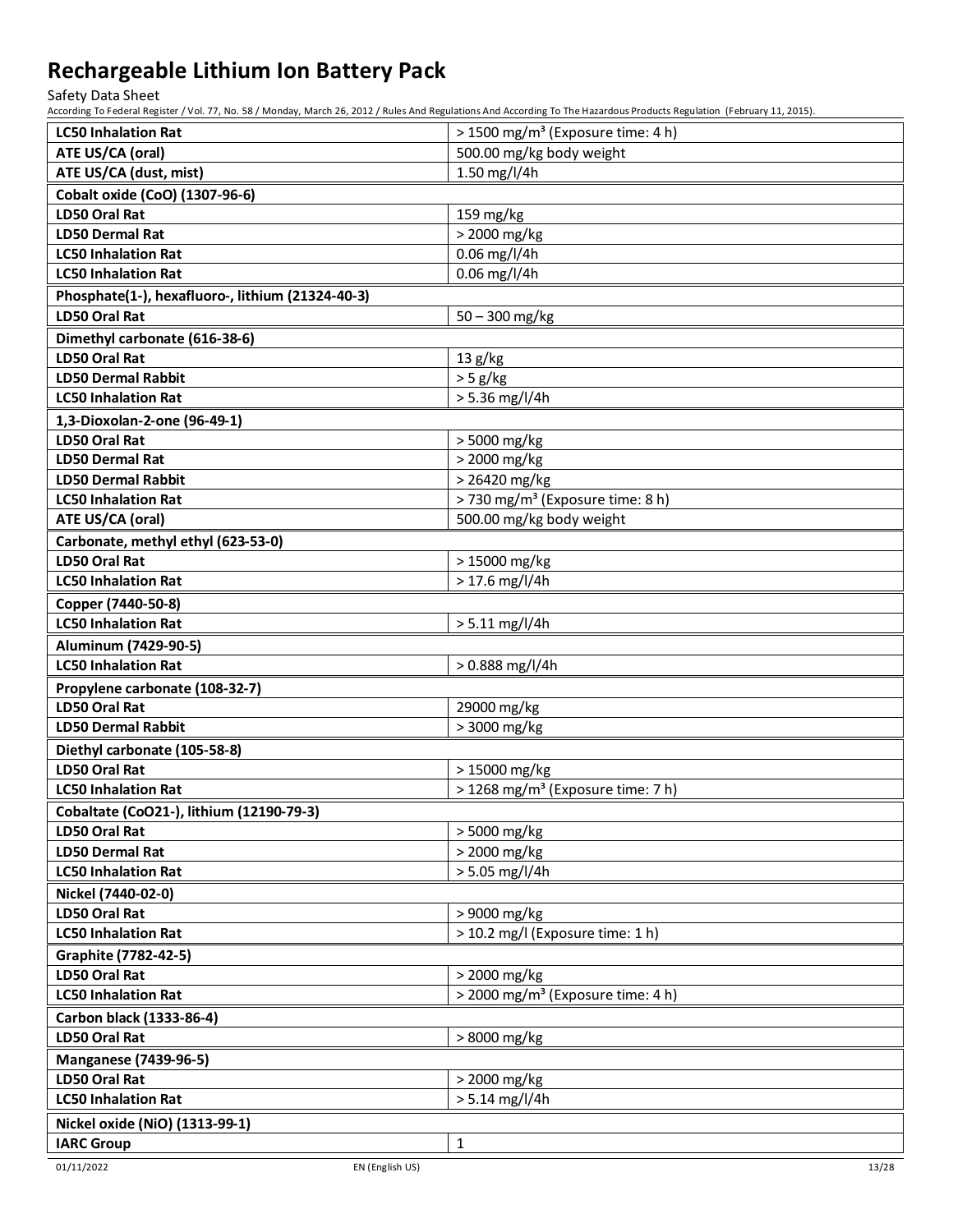| | |
|---|---|
| **LC50 Inhalation Rat** | > 1500 mg/m³ (Exposure time: 4 h) |
| **ATE US/CA (oral)** | 500.00 mg/kg body weight |
| **ATE US/CA (dust, mist)** | 1.50 mg/l/4h |
| **Cobalt oxide (CoO) (1307-96-6)** | |
| **LD50 Oral Rat** | 159 mg/kg |
| **LD50 Dermal Rat** | > 2000 mg/kg |
| **LC50 Inhalation Rat** | 0.06 mg/l/4h |
| **LC50 Inhalation Rat** | 0.06 mg/l/4h |
| **Phosphate(1-), hexafluoro-, lithium (21324-40-3)** | |
| **LD50 Oral Rat** | 50 – 300 mg/kg |
| **Dimethyl carbonate (616-38-6)** | |
| **LD50 Oral Rat** | 13 g/kg |
| **LD50 Dermal Rabbit** | > 5 g/kg |
| **LC50 Inhalation Rat** | > 5.36 mg/l/4h |
| **1,3-Dioxolan-2-one (96-49-1)** | |
| **LD50 Oral Rat** | > 5000 mg/kg |
| **LD50 Dermal Rat** | > 2000 mg/kg |
| **LD50 Dermal Rabbit** | > 26420 mg/kg |
| **LC50 Inhalation Rat** | > 730 mg/m³ (Exposure time: 8 h) |
| **ATE US/CA (oral)** | 500.00 mg/kg body weight |
| **Carbonate, methyl ethyl (623-53-0)** | |
| **LD50 Oral Rat** | > 15000 mg/kg |
| **LC50 Inhalation Rat** | > 17.6 mg/l/4h |
| **Copper (7440-50-8)** | |
| **LC50 Inhalation Rat** | > 5.11 mg/l/4h |
| **Aluminum (7429-90-5)** | |
| **LC50 Inhalation Rat** | > 0.888 mg/l/4h |
| **Propylene carbonate (108-32-7)** | |
| **LD50 Oral Rat** | 29000 mg/kg |
| **LD50 Dermal Rabbit** | > 3000 mg/kg |
| **Diethyl carbonate (105-58-8)** | |
| **LD50 Oral Rat** | > 15000 mg/kg |
| **LC50 Inhalation Rat** | > 1268 mg/m³ (Exposure time: 7 h) |
| **Cobaltate (CoO21-), lithium (12190-79-3)** | |
| **LD50 Oral Rat** | > 5000 mg/kg |
| **LD50 Dermal Rat** | > 2000 mg/kg |
| **LC50 Inhalation Rat** | > 5.05 mg/l/4h |
| **Nickel (7440-02-0)** | |
| **LD50 Oral Rat** | > 9000 mg/kg |
| **LC50 Inhalation Rat** | > 10.2 mg/l (Exposure time: 1 h) |
| **Graphite (7782-42-5)** | |
| **LD50 Oral Rat** | > 2000 mg/kg |
| **LC50 Inhalation Rat** | > 2000 mg/m³ (Exposure time: 4 h) |
| **Carbon black (1333-86-4)** | |
| **LD50 Oral Rat** | > 8000 mg/kg |
| **Manganese (7439-96-5)** | |
| **LD50 Oral Rat** | > 2000 mg/kg |
| **LC50 Inhalation Rat** | > 5.14 mg/l/4h |
| **Nickel oxide (NiO) (1313-99-1)** | |
| **IARC Group** | 1 |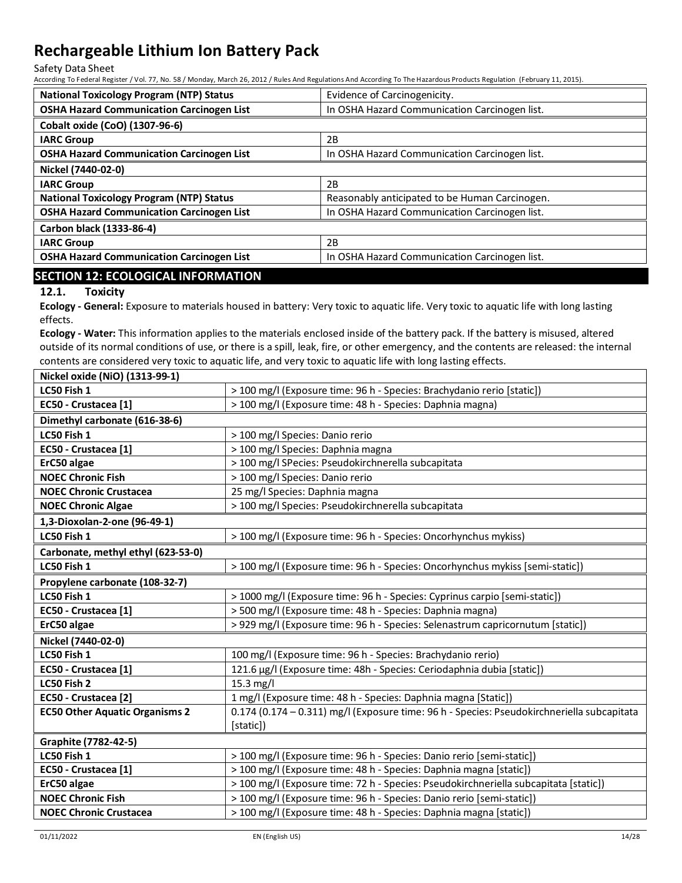| National Toxicology Program (NTP) Status | Evidence of Carcinogenicity. |
|---|---|
| **OSHA Hazard Communication Carcinogen List** | In OSHA Hazard Communication Carcinogen list. |

| **Cobalt oxide (CoO) (1307-96-6)** | |
|---|---|
| **IARC Group** | 2B |
| **OSHA Hazard Communication Carcinogen List** | In OSHA Hazard Communication Carcinogen list. |

| **Nickel (7440-02-0)** | |
|---|---|
| **IARC Group** | 2B |
| **National Toxicology Program (NTP) Status** | Reasonably anticipated to be Human Carcinogen. |
| **OSHA Hazard Communication Carcinogen List** | In OSHA Hazard Communication Carcinogen list. |

| **Carbon black (1333-86-4)** | |
|---|---|
| **IARC Group** | 2B |
| **OSHA Hazard Communication Carcinogen List** | In OSHA Hazard Communication Carcinogen list. |

## SECTION 12: ECOLOGICAL INFORMATION

### 12.1. Toxicity

**Ecology - General:** Exposure to materials housed in battery: Very toxic to aquatic life. Very toxic to aquatic life with long lasting effects.

**Ecology - Water:** This information applies to the materials enclosed inside of the battery pack. If the battery is misused, altered outside of its normal conditions of use, or there is a spill, leak, fire, or other emergency, and the contents are released: the internal contents are considered very toxic to aquatic life, and very toxic to aquatic life with long lasting effects.

| **Nickel oxide (NiO) (1313-99-1)** | |
|---|---|
| **LC50 Fish 1** | > 100 mg/l (Exposure time: 96 h - Species: Brachydanio rerio [static]) |
| **EC50 - Crustacea [1]** | > 100 mg/l (Exposure time: 48 h - Species: Daphnia magna) |

| **Dimethyl carbonate (616-38-6)** | |
|---|---|
| **LC50 Fish 1** | > 100 mg/l Species: Danio rerio |
| **EC50 - Crustacea [1]** | > 100 mg/l Species: Daphnia magna |
| **ErC50 algae** | > 100 mg/l SPecies: Pseudokirchnerella subcapitata |
| **NOEC Chronic Fish** | > 100 mg/l Species: Danio rerio |
| **NOEC Chronic Crustacea** | 25 mg/l Species: Daphnia magna |
| **NOEC Chronic Algae** | > 100 mg/l Species: Pseudokirchnerella subcapitata |

| **1,3-Dioxolan-2-one (96-49-1)** | |
|---|---|
| **LC50 Fish 1** | > 100 mg/l (Exposure time: 96 h - Species: Oncorhynchus mykiss) |

| **Carbonate, methyl ethyl (623-53-0)** | |
|---|---|
| **LC50 Fish 1** | > 100 mg/l (Exposure time: 96 h - Species: Oncorhynchus mykiss [semi-static]) |

| **Propylene carbonate (108-32-7)** | |
|---|---|
| **LC50 Fish 1** | > 1000 mg/l (Exposure time: 96 h - Species: Cyprinus carpio [semi-static]) |
| **EC50 - Crustacea [1]** | > 500 mg/l (Exposure time: 48 h - Species: Daphnia magna) |
| **ErC50 algae** | > 929 mg/l (Exposure time: 96 h - Species: Selenastrum capricornutum [static]) |

| **Nickel (7440-02-0)** | |
|---|---|
| **LC50 Fish 1** | 100 mg/l (Exposure time: 96 h - Species: Brachydanio rerio) |
| **EC50 - Crustacea [1]** | 121.6 µg/l (Exposure time: 48h - Species: Ceriodaphnia dubia [static]) |
| **LC50 Fish 2** | 15.3 mg/l |
| **EC50 - Crustacea [2]** | 1 mg/l (Exposure time: 48 h - Species: Daphnia magna [Static]) |
| **EC50 Other Aquatic Organisms 2** | 0.174 (0.174 – 0.311) mg/l (Exposure time: 96 h - Species: Pseudokirchneriella subcapitata [static]) |

| **Graphite (7782-42-5)** | |
|---|---|
| **LC50 Fish 1** | > 100 mg/l (Exposure time: 96 h - Species: Danio rerio [semi-static]) |
| **EC50 - Crustacea [1]** | > 100 mg/l (Exposure time: 48 h - Species: Daphnia magna [static]) |
| **ErC50 algae** | > 100 mg/l (Exposure time: 72 h - Species: Pseudokirchneriella subcapitata [static]) |
| **NOEC Chronic Fish** | > 100 mg/l (Exposure time: 96 h - Species: Danio rerio [semi-static]) |
| **NOEC Chronic Crustacea** | > 100 mg/l (Exposure time: 48 h - Species: Daphnia magna [static]) |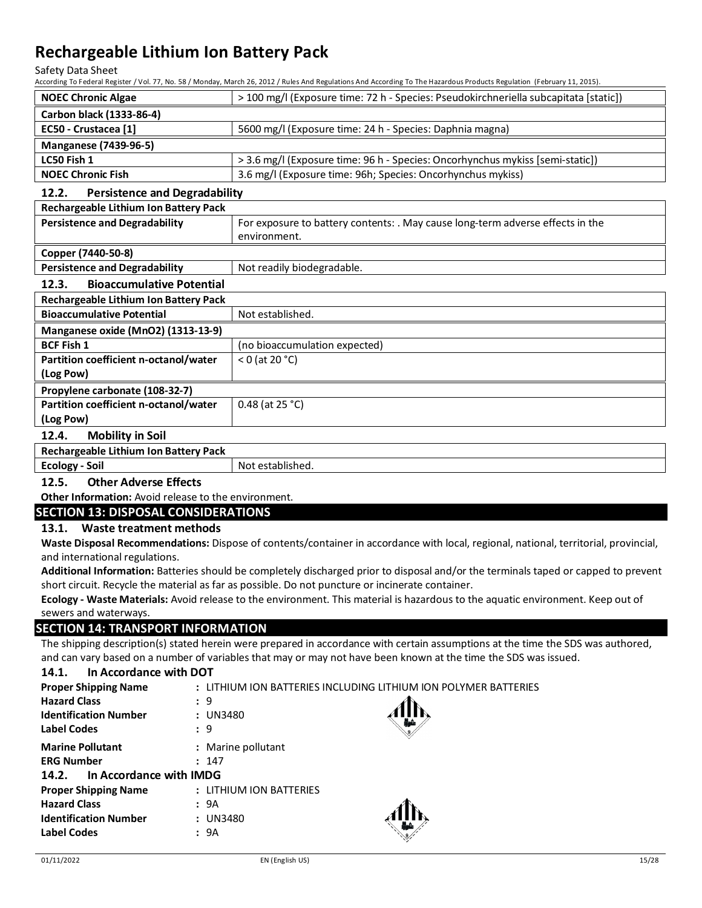| NOEC Chronic Algae | > 100 mg/l (Exposure time: 72 h - Species: Pseudokirchneriella subcapitata [static]) |
|---|---|
| **Carbon black (1333-86-4)** | |
| EC50 - Crustacea [1] | 5600 mg/l (Exposure time: 24 h - Species: Daphnia magna) |
| **Manganese (7439-96-5)** | |
| LC50 Fish 1 | > 3.6 mg/l (Exposure time: 96 h - Species: Oncorhynchus mykiss [semi-static]) |
| NOEC Chronic Fish | 3.6 mg/l (Exposure time: 96h; Species: Oncorhynchus mykiss) |

### 12.2. Persistence and Degradability

| Rechargeable Lithium Ion Battery Pack | |
|---|---|
| Persistence and Degradability | For exposure to battery contents: . May cause long-term adverse effects in the environment. |
| **Copper (7440-50-8)** | |
| Persistence and Degradability | Not readily biodegradable. |

### 12.3. Bioaccumulative Potential

| Rechargeable Lithium Ion Battery Pack | |
|---|---|
| Bioaccumulative Potential | Not established. |
| **Manganese oxide ($MnO_2$) (1313-13-9)** | |
| BCF Fish 1 | (no bioaccumulation expected) |
| Partition coefficient n-octanol/water (Log Pow) | < 0 (at 20 °C) |
| **Propylene carbonate (108-32-7)** | |
| Partition coefficient n-octanol/water (Log Pow) | 0.48 (at 25 °C) |

### 12.4. Mobility in Soil

| Rechargeable Lithium Ion Battery Pack | |
|---|---|
| Ecology - Soil | Not established. |

### 12.5. Other Adverse Effects

**Other Information:** Avoid release to the environment.

## SECTION 13: DISPOSAL CONSIDERATIONS

### 13.1. Waste treatment methods

**Waste Disposal Recommendations:** Dispose of contents/container in accordance with local, regional, national, territorial, provincial, and international regulations.

**Additional Information:** Batteries should be completely discharged prior to disposal and/or the terminals taped or capped to prevent short circuit. Recycle the material as far as possible. Do not puncture or incinerate container.

**Ecology - Waste Materials:** Avoid release to the environment. This material is hazardous to the aquatic environment. Keep out of sewers and waterways.

## SECTION 14: TRANSPORT INFORMATION

The shipping description(s) stated herein were prepared in accordance with certain assumptions at the time the SDS was authored, and can vary based on a number of variables that may or may not have been known at the time the SDS was issued.

### 14.1. In Accordance with DOT

**Proper Shipping Name** : LITHIUM ION BATTERIES INCLUDING LITHIUM ION POLYMER BATTERIES
**Hazard Class** : 9
**Identification Number** : UN3480
**Label Codes** : 9
**Marine Pollutant** : Marine pollutant
**ERG Number** : 147

### 14.2. In Accordance with IMDG

**Proper Shipping Name** : LITHIUM ION BATTERIES
**Hazard Class** : 9A
**Identification Number** : UN3480
**Label Codes** : 9A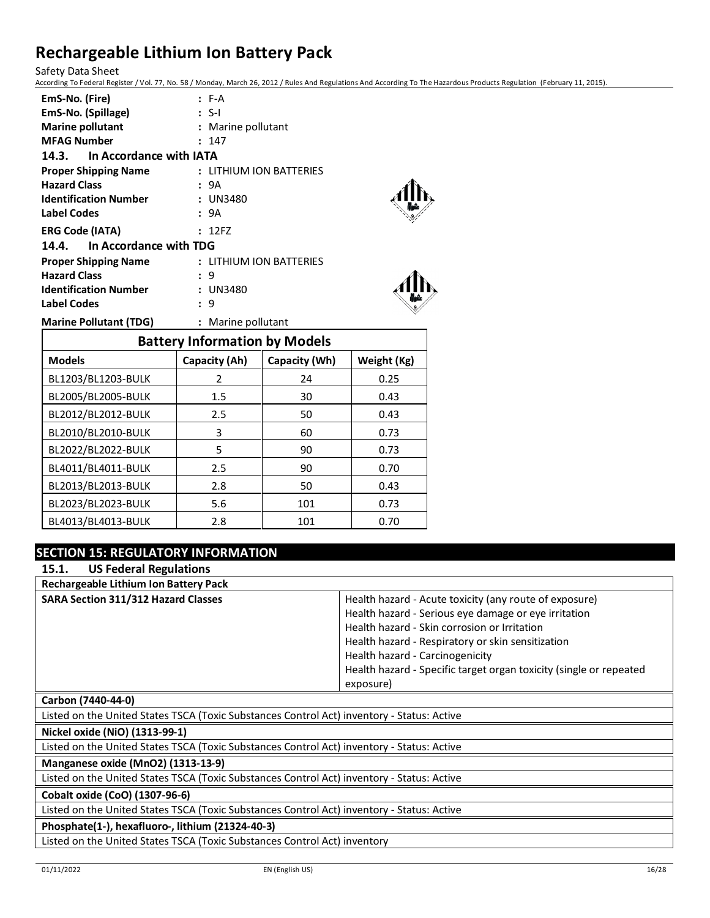**EmS-No. (Fire)** : F-A
**EmS-No. (Spillage)** : S-I
**Marine pollutant** : Marine pollutant
**MFAG Number** : 147

### 14.3. In Accordance with IATA

**Proper Shipping Name** : LITHIUM ION BATTERIES
**Hazard Class** : 9A
**Identification Number** : UN3480
**Label Codes** : 9A
**ERG Code (IATA)** : 12FZ

### 14.4. In Accordance with TDG

**Proper Shipping Name** : LITHIUM ION BATTERIES
**Hazard Class** : 9
**Identification Number** : UN3480
**Label Codes** : 9
**Marine Pollutant (TDG)** : Marine pollutant

| Battery Information by Models | | | |
|---|---|---|---|
| **Models** | **Capacity (Ah)** | **Capacity (Wh)** | **Weight (Kg)** |
| BL1203/BL1203-BULK | 2 | 24 | 0.25 |
| BL2005/BL2005-BULK | 1.5 | 30 | 0.43 |
| BL2012/BL2012-BULK | 2.5 | 50 | 0.43 |
| BL2010/BL2010-BULK | 3 | 60 | 0.73 |
| BL2022/BL2022-BULK | 5 | 90 | 0.73 |
| BL4011/BL4011-BULK | 2.5 | 90 | 0.70 |
| BL2013/BL2013-BULK | 2.8 | 50 | 0.43 |
| BL2023/BL2023-BULK | 5.6 | 101 | 0.73 |
| BL4013/BL4013-BULK | 2.8 | 101 | 0.70 |

## SECTION 15: REGULATORY INFORMATION

### 15.1. US Federal Regulations

| Rechargeable Lithium Ion Battery Pack | |
|---|---|
| **SARA Section 311/312 Hazard Classes** | Health hazard - Acute toxicity (any route of exposure)<br>Health hazard - Serious eye damage or eye irritation<br>Health hazard - Skin corrosion or Irritation<br>Health hazard - Respiratory or skin sensitization<br>Health hazard - Carcinogenicity<br>Health hazard - Specific target organ toxicity (single or repeated exposure) |

**Carbon (7440-44-0)**

Listed on the United States TSCA (Toxic Substances Control Act) inventory - Status: Active

**Nickel oxide (NiO) (1313-99-1)**

Listed on the United States TSCA (Toxic Substances Control Act) inventory - Status: Active

**Manganese oxide (MnO2) (1313-13-9)**

Listed on the United States TSCA (Toxic Substances Control Act) inventory - Status: Active

**Cobalt oxide (CoO) (1307-96-6)**

Listed on the United States TSCA (Toxic Substances Control Act) inventory - Status: Active

**Phosphate(1-), hexafluoro-, lithium (21324-40-3)**

Listed on the United States TSCA (Toxic Substances Control Act) inventory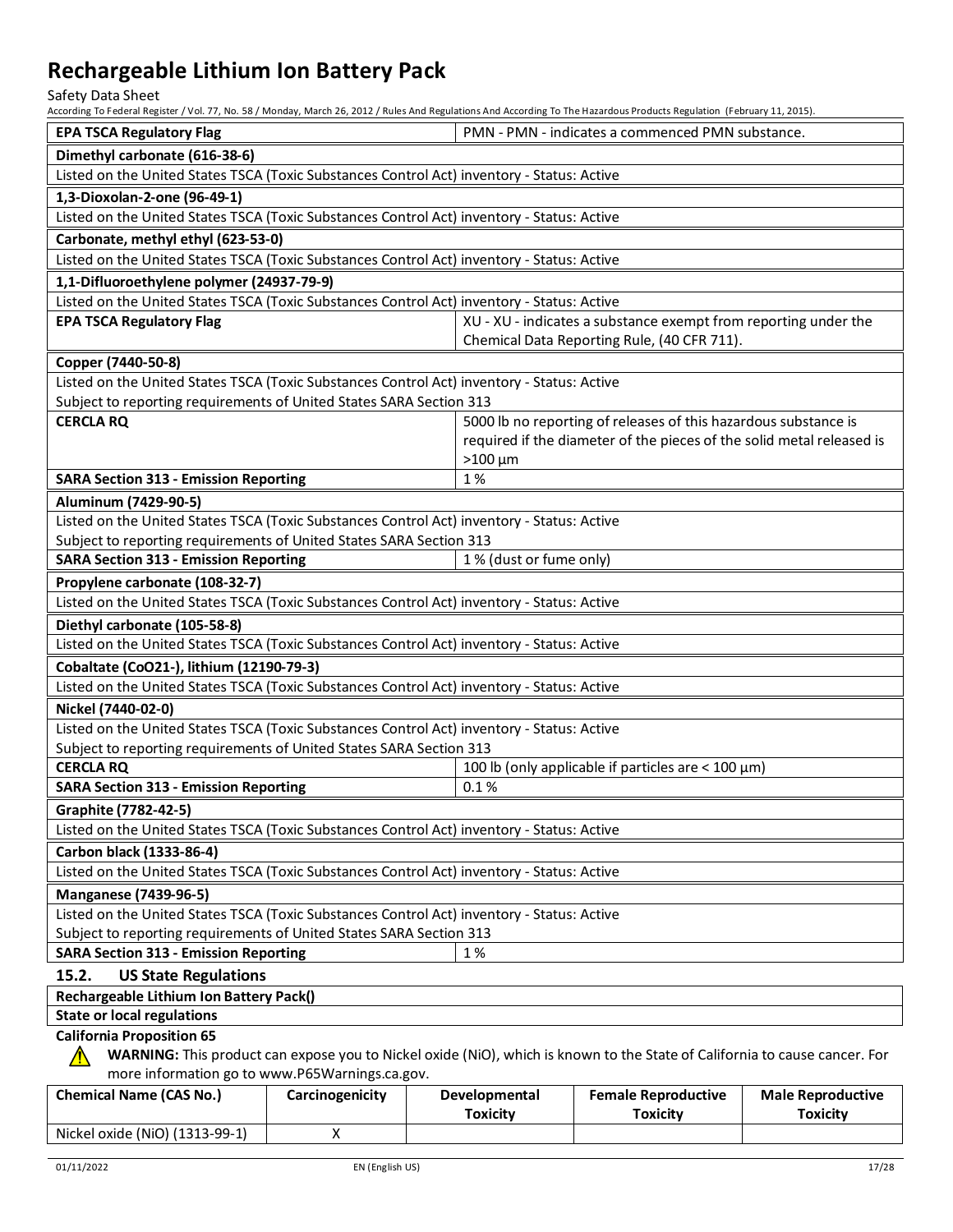| | |
|---|---|
| **EPA TSCA Regulatory Flag** | PMN - PMN - indicates a commenced PMN substance. |

| **Dimethyl carbonate (616-38-6)** | |
|---|---|
| Listed on the United States TSCA (Toxic Substances Control Act) inventory - Status: Active | |

| **1,3-Dioxolan-2-one (96-49-1)** | |
|---|---|
| Listed on the United States TSCA (Toxic Substances Control Act) inventory - Status: Active | |

| **Carbonate, methyl ethyl (623-53-0)** | |
|---|---|
| Listed on the United States TSCA (Toxic Substances Control Act) inventory - Status: Active | |

| **1,1-Difluoroethylene polymer (24937-79-9)** | |
|---|---|
| Listed on the United States TSCA (Toxic Substances Control Act) inventory - Status: Active | |
| **EPA TSCA Regulatory Flag** | XU - XU - indicates a substance exempt from reporting under the Chemical Data Reporting Rule, (40 CFR 711). |

| **Copper (7440-50-8)** | |
|---|---|
| Listed on the United States TSCA (Toxic Substances Control Act) inventory - Status: Active<br>Subject to reporting requirements of United States SARA Section 313 | |
| **CERCLA RQ** | 5000 lb no reporting of releases of this hazardous substance is required if the diameter of the pieces of the solid metal released is >100 µm |
| **SARA Section 313 - Emission Reporting** | 1 % |

| **Aluminum (7429-90-5)** | |
|---|---|
| Listed on the United States TSCA (Toxic Substances Control Act) inventory - Status: Active<br>Subject to reporting requirements of United States SARA Section 313 | |
| **SARA Section 313 - Emission Reporting** | 1 % (dust or fume only) |

| **Propylene carbonate (108-32-7)** | |
|---|---|
| Listed on the United States TSCA (Toxic Substances Control Act) inventory - Status: Active | |

| **Diethyl carbonate (105-58-8)** | |
|---|---|
| Listed on the United States TSCA (Toxic Substances Control Act) inventory - Status: Active | |

| **Cobaltate (CoO21-), lithium (12190-79-3)** | |
|---|---|
| Listed on the United States TSCA (Toxic Substances Control Act) inventory - Status: Active | |

| **Nickel (7440-02-0)** | |
|---|---|
| Listed on the United States TSCA (Toxic Substances Control Act) inventory - Status: Active<br>Subject to reporting requirements of United States SARA Section 313 | |
| **CERCLA RQ** | 100 lb (only applicable if particles are < 100 µm) |
| **SARA Section 313 - Emission Reporting** | 0.1 % |

| **Graphite (7782-42-5)** | |
|---|---|
| Listed on the United States TSCA (Toxic Substances Control Act) inventory - Status: Active | |

| **Carbon black (1333-86-4)** | |
|---|---|
| Listed on the United States TSCA (Toxic Substances Control Act) inventory - Status: Active | |

| **Manganese (7439-96-5)** | |
|---|---|
| Listed on the United States TSCA (Toxic Substances Control Act) inventory - Status: Active<br>Subject to reporting requirements of United States SARA Section 313 | |
| **SARA Section 313 - Emission Reporting** | 1 % |

### 15.2. US State Regulations

| **Rechargeable Lithium Ion Battery Pack()** |
|---|
| **State or local regulations** |

**California Proposition 65**

⚠ **WARNING:** This product can expose you to Nickel oxide (NiO), which is known to the State of California to cause cancer. For more information go to www.P65Warnings.ca.gov.

| Chemical Name (CAS No.) | Carcinogenicity | Developmental Toxicity | Female Reproductive Toxicity | Male Reproductive Toxicity |
|---|---|---|---|---|
| Nickel oxide (NiO) (1313-99-1) | X | | | |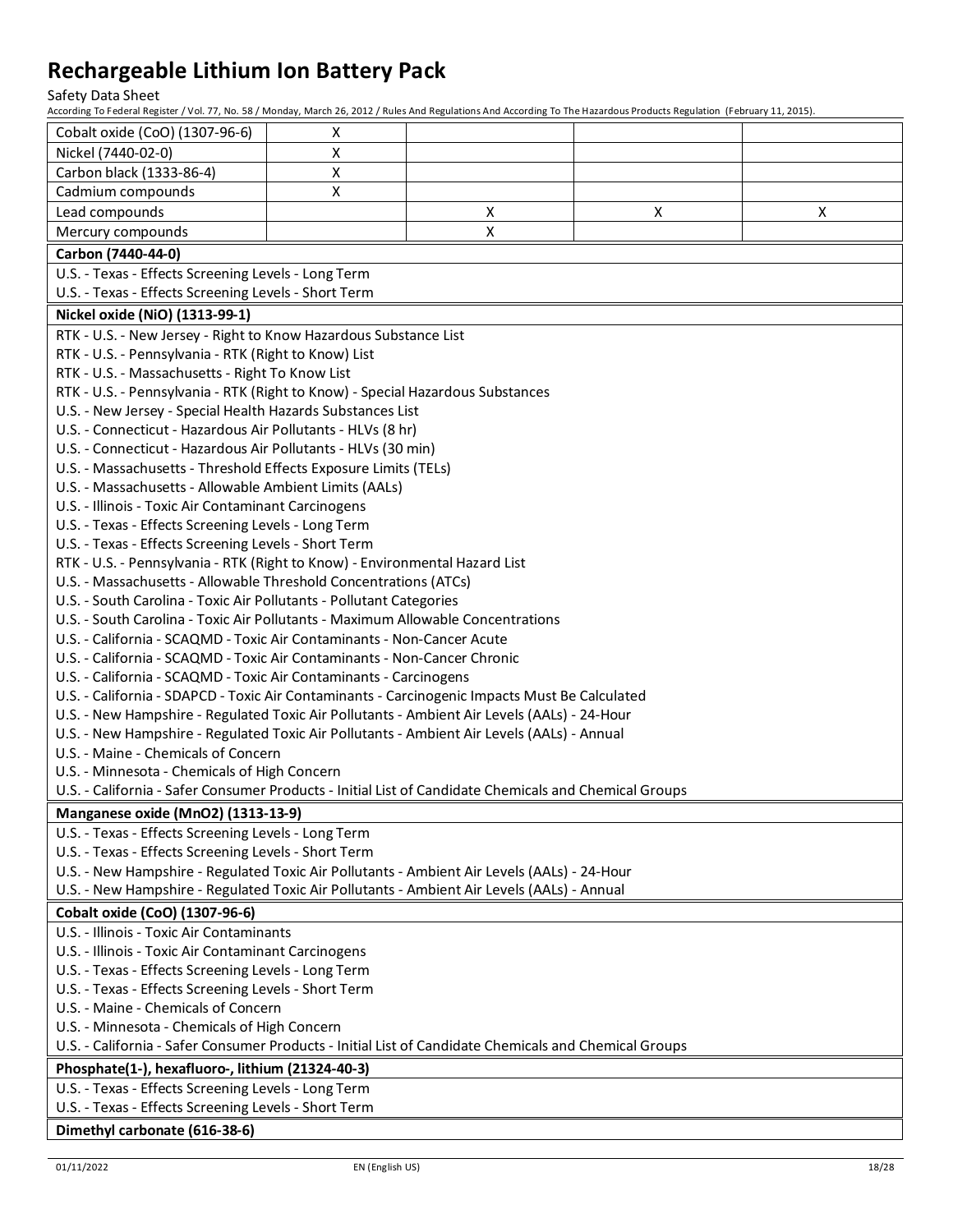| Cobalt oxide (CoO) (1307-96-6) | X | | | |
|---|---|---|---|---|
| Nickel (7440-02-0) | X | | | |
| Carbon black (1333-86-4) | X | | | |
| Cadmium compounds | X | | | |
| Lead compounds | | X | X | X |
| Mercury compounds | | X | | |

**Carbon (7440-44-0)**

U.S. - Texas - Effects Screening Levels - Long Term
U.S. - Texas - Effects Screening Levels - Short Term

**Nickel oxide (NiO) (1313-99-1)**

RTK - U.S. - New Jersey - Right to Know Hazardous Substance List
RTK - U.S. - Pennsylvania - RTK (Right to Know) List
RTK - U.S. - Massachusetts - Right To Know List
RTK - U.S. - Pennsylvania - RTK (Right to Know) - Special Hazardous Substances
U.S. - New Jersey - Special Health Hazards Substances List
U.S. - Connecticut - Hazardous Air Pollutants - HLVs (8 hr)
U.S. - Connecticut - Hazardous Air Pollutants - HLVs (30 min)
U.S. - Massachusetts - Threshold Effects Exposure Limits (TELs)
U.S. - Massachusetts - Allowable Ambient Limits (AALs)
U.S. - Illinois - Toxic Air Contaminant Carcinogens
U.S. - Texas - Effects Screening Levels - Long Term
U.S. - Texas - Effects Screening Levels - Short Term
RTK - U.S. - Pennsylvania - RTK (Right to Know) - Environmental Hazard List
U.S. - Massachusetts - Allowable Threshold Concentrations (ATCs)
U.S. - South Carolina - Toxic Air Pollutants - Pollutant Categories
U.S. - South Carolina - Toxic Air Pollutants - Maximum Allowable Concentrations
U.S. - California - SCAQMD - Toxic Air Contaminants - Non-Cancer Acute
U.S. - California - SCAQMD - Toxic Air Contaminants - Non-Cancer Chronic
U.S. - California - SCAQMD - Toxic Air Contaminants - Carcinogens
U.S. - California - SDAPCD - Toxic Air Contaminants - Carcinogenic Impacts Must Be Calculated
U.S. - New Hampshire - Regulated Toxic Air Pollutants - Ambient Air Levels (AALs) - 24-Hour
U.S. - New Hampshire - Regulated Toxic Air Pollutants - Ambient Air Levels (AALs) - Annual
U.S. - Maine - Chemicals of Concern
U.S. - Minnesota - Chemicals of High Concern
U.S. - California - Safer Consumer Products - Initial List of Candidate Chemicals and Chemical Groups

**Manganese oxide (MnO2) (1313-13-9)**

U.S. - Texas - Effects Screening Levels - Long Term
U.S. - Texas - Effects Screening Levels - Short Term
U.S. - New Hampshire - Regulated Toxic Air Pollutants - Ambient Air Levels (AALs) - 24-Hour
U.S. - New Hampshire - Regulated Toxic Air Pollutants - Ambient Air Levels (AALs) - Annual

**Cobalt oxide (CoO) (1307-96-6)**

U.S. - Illinois - Toxic Air Contaminants
U.S. - Illinois - Toxic Air Contaminant Carcinogens
U.S. - Texas - Effects Screening Levels - Long Term
U.S. - Texas - Effects Screening Levels - Short Term
U.S. - Maine - Chemicals of Concern
U.S. - Minnesota - Chemicals of High Concern
U.S. - California - Safer Consumer Products - Initial List of Candidate Chemicals and Chemical Groups

**Phosphate(1-), hexafluoro-, lithium (21324-40-3)**

U.S. - Texas - Effects Screening Levels - Long Term
U.S. - Texas - Effects Screening Levels - Short Term

**Dimethyl carbonate (616-38-6)**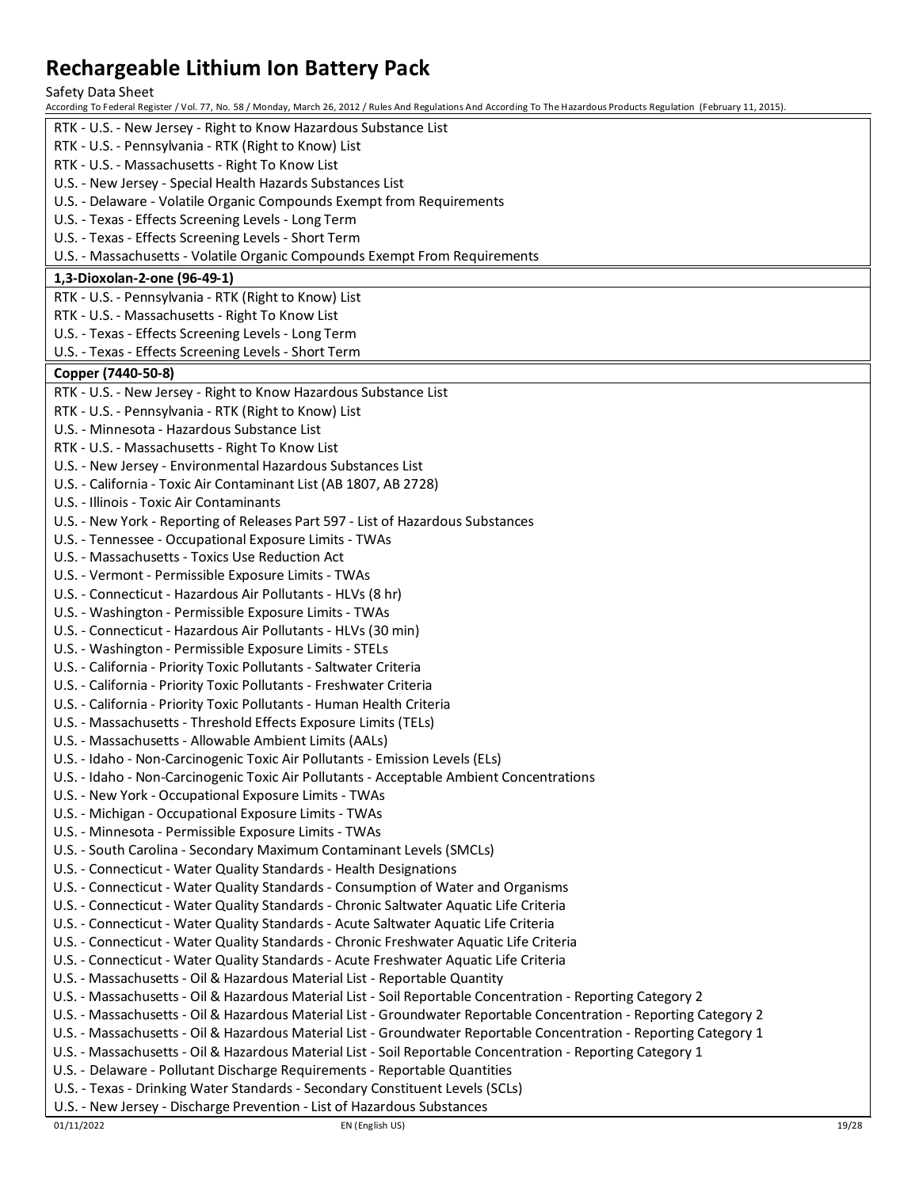RTK - U.S. - New Jersey - Right to Know Hazardous Substance List
RTK - U.S. - Pennsylvania - RTK (Right to Know) List
RTK - U.S. - Massachusetts - Right To Know List
U.S. - New Jersey - Special Health Hazards Substances List
U.S. - Delaware - Volatile Organic Compounds Exempt from Requirements
U.S. - Texas - Effects Screening Levels - Long Term
U.S. - Texas - Effects Screening Levels - Short Term
U.S. - Massachusetts - Volatile Organic Compounds Exempt From Requirements

**1,3-Dioxolan-2-one (96-49-1)**

RTK - U.S. - Pennsylvania - RTK (Right to Know) List
RTK - U.S. - Massachusetts - Right To Know List
U.S. - Texas - Effects Screening Levels - Long Term
U.S. - Texas - Effects Screening Levels - Short Term

**Copper (7440-50-8)**

RTK - U.S. - New Jersey - Right to Know Hazardous Substance List
RTK - U.S. - Pennsylvania - RTK (Right to Know) List
U.S. - Minnesota - Hazardous Substance List
RTK - U.S. - Massachusetts - Right To Know List
U.S. - New Jersey - Environmental Hazardous Substances List
U.S. - California - Toxic Air Contaminant List (AB 1807, AB 2728)
U.S. - Illinois - Toxic Air Contaminants
U.S. - New York - Reporting of Releases Part 597 - List of Hazardous Substances
U.S. - Tennessee - Occupational Exposure Limits - TWAs
U.S. - Massachusetts - Toxics Use Reduction Act
U.S. - Vermont - Permissible Exposure Limits - TWAs
U.S. - Connecticut - Hazardous Air Pollutants - HLVs (8 hr)
U.S. - Washington - Permissible Exposure Limits - TWAs
U.S. - Connecticut - Hazardous Air Pollutants - HLVs (30 min)
U.S. - Washington - Permissible Exposure Limits - STELs
U.S. - California - Priority Toxic Pollutants - Saltwater Criteria
U.S. - California - Priority Toxic Pollutants - Freshwater Criteria
U.S. - California - Priority Toxic Pollutants - Human Health Criteria
U.S. - Massachusetts - Threshold Effects Exposure Limits (TELs)
U.S. - Massachusetts - Allowable Ambient Limits (AALs)
U.S. - Idaho - Non-Carcinogenic Toxic Air Pollutants - Emission Levels (ELs)
U.S. - Idaho - Non-Carcinogenic Toxic Air Pollutants - Acceptable Ambient Concentrations
U.S. - New York - Occupational Exposure Limits - TWAs
U.S. - Michigan - Occupational Exposure Limits - TWAs
U.S. - Minnesota - Permissible Exposure Limits - TWAs
U.S. - South Carolina - Secondary Maximum Contaminant Levels (SMCLs)
U.S. - Connecticut - Water Quality Standards - Health Designations
U.S. - Connecticut - Water Quality Standards - Consumption of Water and Organisms
U.S. - Connecticut - Water Quality Standards - Chronic Saltwater Aquatic Life Criteria
U.S. - Connecticut - Water Quality Standards - Acute Saltwater Aquatic Life Criteria
U.S. - Connecticut - Water Quality Standards - Chronic Freshwater Aquatic Life Criteria
U.S. - Connecticut - Water Quality Standards - Acute Freshwater Aquatic Life Criteria
U.S. - Massachusetts - Oil & Hazardous Material List - Reportable Quantity
U.S. - Massachusetts - Oil & Hazardous Material List - Soil Reportable Concentration - Reporting Category 2
U.S. - Massachusetts - Oil & Hazardous Material List - Groundwater Reportable Concentration - Reporting Category 2
U.S. - Massachusetts - Oil & Hazardous Material List - Groundwater Reportable Concentration - Reporting Category 1
U.S. - Massachusetts - Oil & Hazardous Material List - Soil Reportable Concentration - Reporting Category 1
U.S. - Delaware - Pollutant Discharge Requirements - Reportable Quantities
U.S. - Texas - Drinking Water Standards - Secondary Constituent Levels (SCLs)
U.S. - New Jersey - Discharge Prevention - List of Hazardous Substances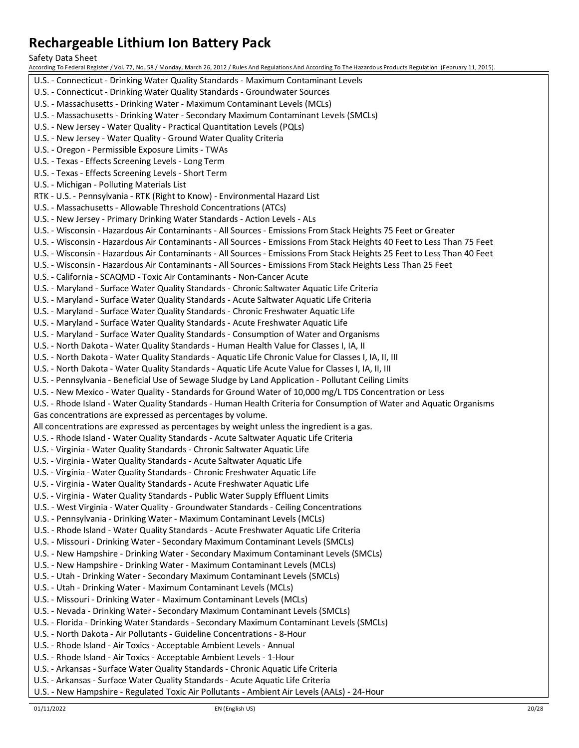U.S. - Connecticut - Drinking Water Quality Standards - Maximum Contaminant Levels
U.S. - Connecticut - Drinking Water Quality Standards - Groundwater Sources
U.S. - Massachusetts - Drinking Water - Maximum Contaminant Levels (MCLs)
U.S. - Massachusetts - Drinking Water - Secondary Maximum Contaminant Levels (SMCLs)
U.S. - New Jersey - Water Quality - Practical Quantitation Levels (PQLs)
U.S. - New Jersey - Water Quality - Ground Water Quality Criteria
U.S. - Oregon - Permissible Exposure Limits - TWAs
U.S. - Texas - Effects Screening Levels - Long Term
U.S. - Texas - Effects Screening Levels - Short Term
U.S. - Michigan - Polluting Materials List
RTK - U.S. - Pennsylvania - RTK (Right to Know) - Environmental Hazard List
U.S. - Massachusetts - Allowable Threshold Concentrations (ATCs)
U.S. - New Jersey - Primary Drinking Water Standards - Action Levels - ALs
U.S. - Wisconsin - Hazardous Air Contaminants - All Sources - Emissions From Stack Heights 75 Feet or Greater
U.S. - Wisconsin - Hazardous Air Contaminants - All Sources - Emissions From Stack Heights 40 Feet to Less Than 75 Feet
U.S. - Wisconsin - Hazardous Air Contaminants - All Sources - Emissions From Stack Heights 25 Feet to Less Than 40 Feet
U.S. - Wisconsin - Hazardous Air Contaminants - All Sources - Emissions From Stack Heights Less Than 25 Feet
U.S. - California - SCAQMD - Toxic Air Contaminants - Non-Cancer Acute
U.S. - Maryland - Surface Water Quality Standards - Chronic Saltwater Aquatic Life Criteria
U.S. - Maryland - Surface Water Quality Standards - Acute Saltwater Aquatic Life Criteria
U.S. - Maryland - Surface Water Quality Standards - Chronic Freshwater Aquatic Life
U.S. - Maryland - Surface Water Quality Standards - Acute Freshwater Aquatic Life
U.S. - Maryland - Surface Water Quality Standards - Consumption of Water and Organisms
U.S. - North Dakota - Water Quality Standards - Human Health Value for Classes I, IA, II
U.S. - North Dakota - Water Quality Standards - Aquatic Life Chronic Value for Classes I, IA, II, III
U.S. - North Dakota - Water Quality Standards - Aquatic Life Acute Value for Classes I, IA, II, III
U.S. - Pennsylvania - Beneficial Use of Sewage Sludge by Land Application - Pollutant Ceiling Limits
U.S. - New Mexico - Water Quality - Standards for Ground Water of 10,000 mg/L TDS Concentration or Less
U.S. - Rhode Island - Water Quality Standards - Human Health Criteria for Consumption of Water and Aquatic Organisms
Gas concentrations are expressed as percentages by volume.
All concentrations are expressed as percentages by weight unless the ingredient is a gas.
U.S. - Rhode Island - Water Quality Standards - Acute Saltwater Aquatic Life Criteria
U.S. - Virginia - Water Quality Standards - Chronic Saltwater Aquatic Life
U.S. - Virginia - Water Quality Standards - Acute Saltwater Aquatic Life
U.S. - Virginia - Water Quality Standards - Chronic Freshwater Aquatic Life
U.S. - Virginia - Water Quality Standards - Acute Freshwater Aquatic Life
U.S. - Virginia - Water Quality Standards - Public Water Supply Effluent Limits
U.S. - West Virginia - Water Quality - Groundwater Standards - Ceiling Concentrations
U.S. - Pennsylvania - Drinking Water - Maximum Contaminant Levels (MCLs)
U.S. - Rhode Island - Water Quality Standards - Acute Freshwater Aquatic Life Criteria
U.S. - Missouri - Drinking Water - Secondary Maximum Contaminant Levels (SMCLs)
U.S. - New Hampshire - Drinking Water - Secondary Maximum Contaminant Levels (SMCLs)
U.S. - New Hampshire - Drinking Water - Maximum Contaminant Levels (MCLs)
U.S. - Utah - Drinking Water - Secondary Maximum Contaminant Levels (SMCLs)
U.S. - Utah - Drinking Water - Maximum Contaminant Levels (MCLs)
U.S. - Missouri - Drinking Water - Maximum Contaminant Levels (MCLs)
U.S. - Nevada - Drinking Water - Secondary Maximum Contaminant Levels (SMCLs)
U.S. - Florida - Drinking Water Standards - Secondary Maximum Contaminant Levels (SMCLs)
U.S. - North Dakota - Air Pollutants - Guideline Concentrations - 8-Hour
U.S. - Rhode Island - Air Toxics - Acceptable Ambient Levels - Annual
U.S. - Rhode Island - Air Toxics - Acceptable Ambient Levels - 1-Hour
U.S. - Arkansas - Surface Water Quality Standards - Chronic Aquatic Life Criteria
U.S. - Arkansas - Surface Water Quality Standards - Acute Aquatic Life Criteria
U.S. - New Hampshire - Regulated Toxic Air Pollutants - Ambient Air Levels (AALs) - 24-Hour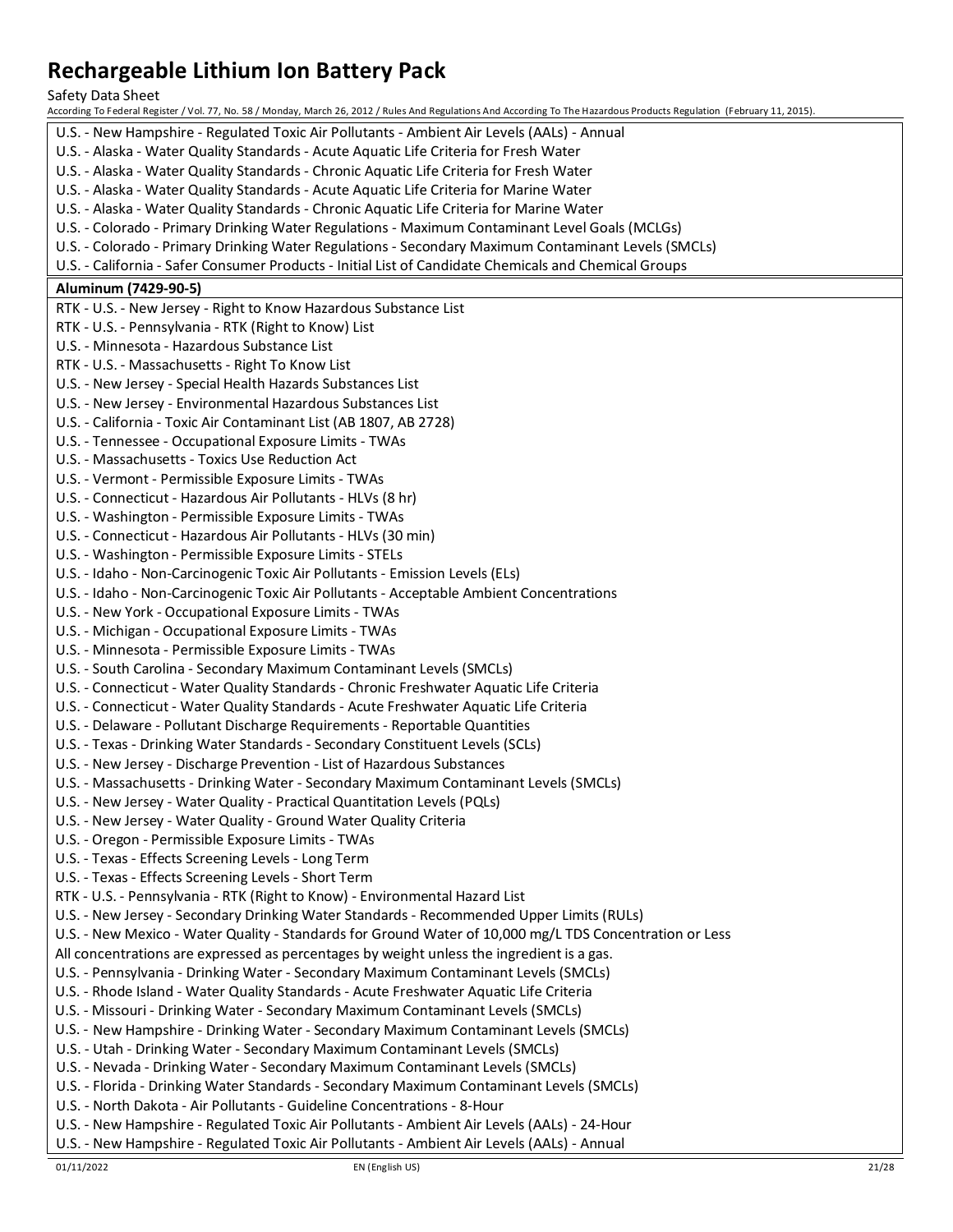U.S. - New Hampshire - Regulated Toxic Air Pollutants - Ambient Air Levels (AALs) - Annual
U.S. - Alaska - Water Quality Standards - Acute Aquatic Life Criteria for Fresh Water
U.S. - Alaska - Water Quality Standards - Chronic Aquatic Life Criteria for Fresh Water
U.S. - Alaska - Water Quality Standards - Acute Aquatic Life Criteria for Marine Water
U.S. - Alaska - Water Quality Standards - Chronic Aquatic Life Criteria for Marine Water
U.S. - Colorado - Primary Drinking Water Regulations - Maximum Contaminant Level Goals (MCLGs)
U.S. - Colorado - Primary Drinking Water Regulations - Secondary Maximum Contaminant Levels (SMCLs)
U.S. - California - Safer Consumer Products - Initial List of Candidate Chemicals and Chemical Groups

**Aluminum (7429-90-5)**

RTK - U.S. - New Jersey - Right to Know Hazardous Substance List
RTK - U.S. - Pennsylvania - RTK (Right to Know) List
U.S. - Minnesota - Hazardous Substance List
RTK - U.S. - Massachusetts - Right To Know List
U.S. - New Jersey - Special Health Hazards Substances List
U.S. - New Jersey - Environmental Hazardous Substances List
U.S. - California - Toxic Air Contaminant List (AB 1807, AB 2728)
U.S. - Tennessee - Occupational Exposure Limits - TWAs
U.S. - Massachusetts - Toxics Use Reduction Act
U.S. - Vermont - Permissible Exposure Limits - TWAs
U.S. - Connecticut - Hazardous Air Pollutants - HLVs (8 hr)
U.S. - Washington - Permissible Exposure Limits - TWAs
U.S. - Connecticut - Hazardous Air Pollutants - HLVs (30 min)
U.S. - Washington - Permissible Exposure Limits - STELs
U.S. - Idaho - Non-Carcinogenic Toxic Air Pollutants - Emission Levels (ELs)
U.S. - Idaho - Non-Carcinogenic Toxic Air Pollutants - Acceptable Ambient Concentrations
U.S. - New York - Occupational Exposure Limits - TWAs
U.S. - Michigan - Occupational Exposure Limits - TWAs
U.S. - Minnesota - Permissible Exposure Limits - TWAs
U.S. - South Carolina - Secondary Maximum Contaminant Levels (SMCLs)
U.S. - Connecticut - Water Quality Standards - Chronic Freshwater Aquatic Life Criteria
U.S. - Connecticut - Water Quality Standards - Acute Freshwater Aquatic Life Criteria
U.S. - Delaware - Pollutant Discharge Requirements - Reportable Quantities
U.S. - Texas - Drinking Water Standards - Secondary Constituent Levels (SCLs)
U.S. - New Jersey - Discharge Prevention - List of Hazardous Substances
U.S. - Massachusetts - Drinking Water - Secondary Maximum Contaminant Levels (SMCLs)
U.S. - New Jersey - Water Quality - Practical Quantitation Levels (PQLs)
U.S. - New Jersey - Water Quality - Ground Water Quality Criteria
U.S. - Oregon - Permissible Exposure Limits - TWAs
U.S. - Texas - Effects Screening Levels - Long Term
U.S. - Texas - Effects Screening Levels - Short Term
RTK - U.S. - Pennsylvania - RTK (Right to Know) - Environmental Hazard List
U.S. - New Jersey - Secondary Drinking Water Standards - Recommended Upper Limits (RULs)
U.S. - New Mexico - Water Quality - Standards for Ground Water of 10,000 mg/L TDS Concentration or Less
All concentrations are expressed as percentages by weight unless the ingredient is a gas.
U.S. - Pennsylvania - Drinking Water - Secondary Maximum Contaminant Levels (SMCLs)
U.S. - Rhode Island - Water Quality Standards - Acute Freshwater Aquatic Life Criteria
U.S. - Missouri - Drinking Water - Secondary Maximum Contaminant Levels (SMCLs)
U.S. - New Hampshire - Drinking Water - Secondary Maximum Contaminant Levels (SMCLs)
U.S. - Utah - Drinking Water - Secondary Maximum Contaminant Levels (SMCLs)
U.S. - Nevada - Drinking Water - Secondary Maximum Contaminant Levels (SMCLs)
U.S. - Florida - Drinking Water Standards - Secondary Maximum Contaminant Levels (SMCLs)
U.S. - North Dakota - Air Pollutants - Guideline Concentrations - 8-Hour
U.S. - New Hampshire - Regulated Toxic Air Pollutants - Ambient Air Levels (AALs) - 24-Hour
U.S. - New Hampshire - Regulated Toxic Air Pollutants - Ambient Air Levels (AALs) - Annual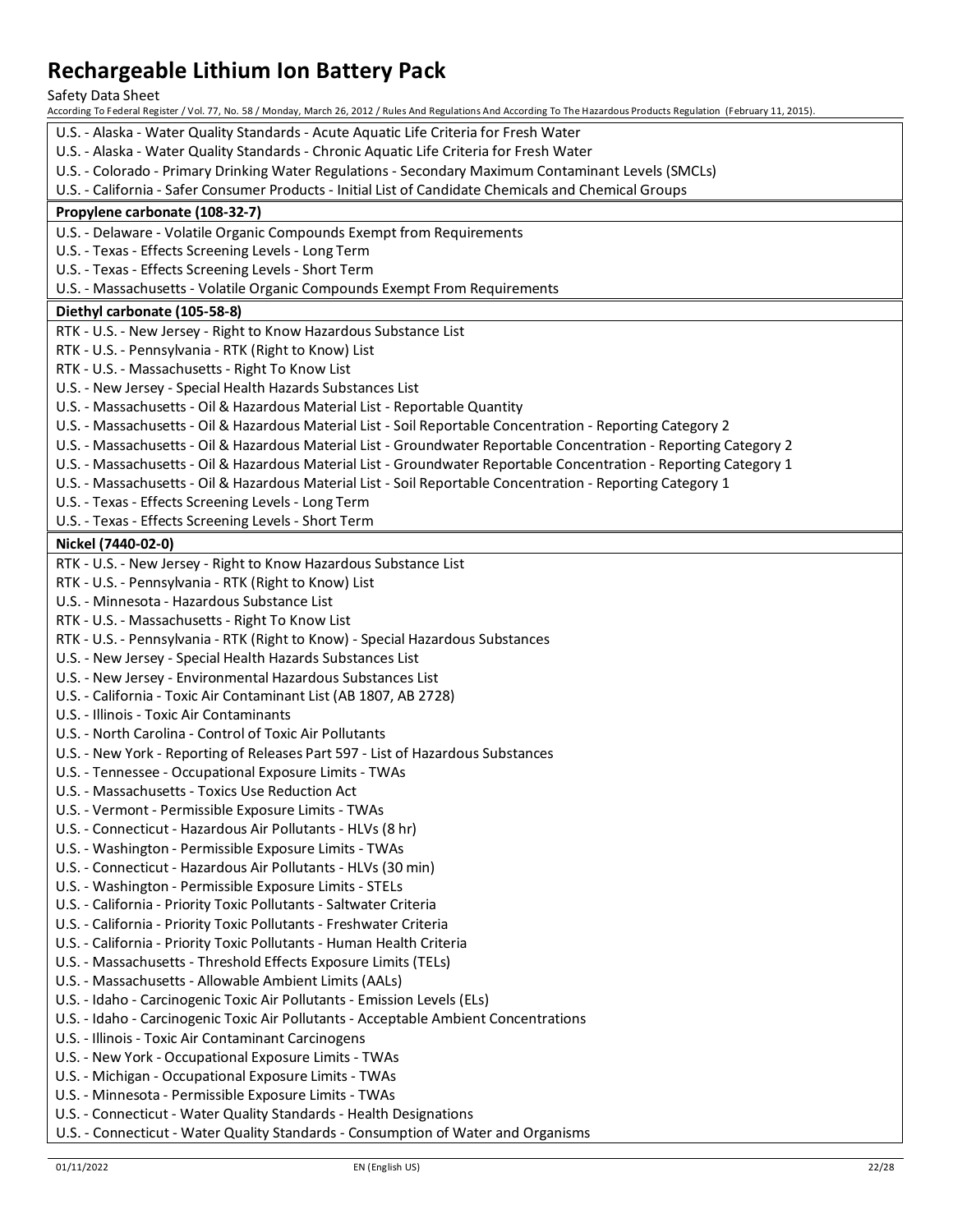U.S. - Alaska - Water Quality Standards - Acute Aquatic Life Criteria for Fresh Water
U.S. - Alaska - Water Quality Standards - Chronic Aquatic Life Criteria for Fresh Water
U.S. - Colorado - Primary Drinking Water Regulations - Secondary Maximum Contaminant Levels (SMCLs)
U.S. - California - Safer Consumer Products - Initial List of Candidate Chemicals and Chemical Groups

**Propylene carbonate (108-32-7)**

U.S. - Delaware - Volatile Organic Compounds Exempt from Requirements
U.S. - Texas - Effects Screening Levels - Long Term
U.S. - Texas - Effects Screening Levels - Short Term
U.S. - Massachusetts - Volatile Organic Compounds Exempt From Requirements

**Diethyl carbonate (105-58-8)**

RTK - U.S. - New Jersey - Right to Know Hazardous Substance List
RTK - U.S. - Pennsylvania - RTK (Right to Know) List
RTK - U.S. - Massachusetts - Right To Know List
U.S. - New Jersey - Special Health Hazards Substances List
U.S. - Massachusetts - Oil & Hazardous Material List - Reportable Quantity
U.S. - Massachusetts - Oil & Hazardous Material List - Soil Reportable Concentration - Reporting Category 2
U.S. - Massachusetts - Oil & Hazardous Material List - Groundwater Reportable Concentration - Reporting Category 2
U.S. - Massachusetts - Oil & Hazardous Material List - Groundwater Reportable Concentration - Reporting Category 1
U.S. - Massachusetts - Oil & Hazardous Material List - Soil Reportable Concentration - Reporting Category 1
U.S. - Texas - Effects Screening Levels - Long Term
U.S. - Texas - Effects Screening Levels - Short Term

**Nickel (7440-02-0)**

RTK - U.S. - New Jersey - Right to Know Hazardous Substance List
RTK - U.S. - Pennsylvania - RTK (Right to Know) List
U.S. - Minnesota - Hazardous Substance List
RTK - U.S. - Massachusetts - Right To Know List
RTK - U.S. - Pennsylvania - RTK (Right to Know) - Special Hazardous Substances
U.S. - New Jersey - Special Health Hazards Substances List
U.S. - New Jersey - Environmental Hazardous Substances List
U.S. - California - Toxic Air Contaminant List (AB 1807, AB 2728)
U.S. - Illinois - Toxic Air Contaminants
U.S. - North Carolina - Control of Toxic Air Pollutants
U.S. - New York - Reporting of Releases Part 597 - List of Hazardous Substances
U.S. - Tennessee - Occupational Exposure Limits - TWAs
U.S. - Massachusetts - Toxics Use Reduction Act
U.S. - Vermont - Permissible Exposure Limits - TWAs
U.S. - Connecticut - Hazardous Air Pollutants - HLVs (8 hr)
U.S. - Washington - Permissible Exposure Limits - TWAs
U.S. - Connecticut - Hazardous Air Pollutants - HLVs (30 min)
U.S. - Washington - Permissible Exposure Limits - STELs
U.S. - California - Priority Toxic Pollutants - Saltwater Criteria
U.S. - California - Priority Toxic Pollutants - Freshwater Criteria
U.S. - California - Priority Toxic Pollutants - Human Health Criteria
U.S. - Massachusetts - Threshold Effects Exposure Limits (TELs)
U.S. - Massachusetts - Allowable Ambient Limits (AALs)
U.S. - Idaho - Carcinogenic Toxic Air Pollutants - Emission Levels (ELs)
U.S. - Idaho - Carcinogenic Toxic Air Pollutants - Acceptable Ambient Concentrations
U.S. - Illinois - Toxic Air Contaminant Carcinogens
U.S. - New York - Occupational Exposure Limits - TWAs
U.S. - Michigan - Occupational Exposure Limits - TWAs
U.S. - Minnesota - Permissible Exposure Limits - TWAs
U.S. - Connecticut - Water Quality Standards - Health Designations
U.S. - Connecticut - Water Quality Standards - Consumption of Water and Organisms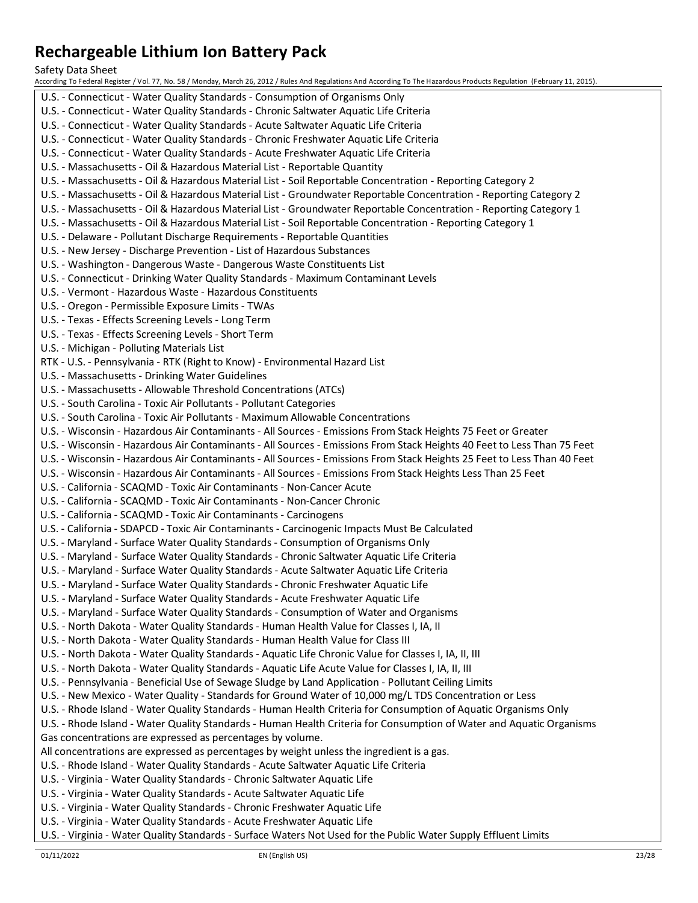U.S. - Connecticut - Water Quality Standards - Consumption of Organisms Only
U.S. - Connecticut - Water Quality Standards - Chronic Saltwater Aquatic Life Criteria
U.S. - Connecticut - Water Quality Standards - Acute Saltwater Aquatic Life Criteria
U.S. - Connecticut - Water Quality Standards - Chronic Freshwater Aquatic Life Criteria
U.S. - Connecticut - Water Quality Standards - Acute Freshwater Aquatic Life Criteria
U.S. - Massachusetts - Oil & Hazardous Material List - Reportable Quantity
U.S. - Massachusetts - Oil & Hazardous Material List - Soil Reportable Concentration - Reporting Category 2
U.S. - Massachusetts - Oil & Hazardous Material List - Groundwater Reportable Concentration - Reporting Category 2
U.S. - Massachusetts - Oil & Hazardous Material List - Groundwater Reportable Concentration - Reporting Category 1
U.S. - Massachusetts - Oil & Hazardous Material List - Soil Reportable Concentration - Reporting Category 1
U.S. - Delaware - Pollutant Discharge Requirements - Reportable Quantities
U.S. - New Jersey - Discharge Prevention - List of Hazardous Substances
U.S. - Washington - Dangerous Waste - Dangerous Waste Constituents List
U.S. - Connecticut - Drinking Water Quality Standards - Maximum Contaminant Levels
U.S. - Vermont - Hazardous Waste - Hazardous Constituents
U.S. - Oregon - Permissible Exposure Limits - TWAs
U.S. - Texas - Effects Screening Levels - Long Term
U.S. - Texas - Effects Screening Levels - Short Term
U.S. - Michigan - Polluting Materials List
RTK - U.S. - Pennsylvania - RTK (Right to Know) - Environmental Hazard List
U.S. - Massachusetts - Drinking Water Guidelines
U.S. - Massachusetts - Allowable Threshold Concentrations (ATCs)
U.S. - South Carolina - Toxic Air Pollutants - Pollutant Categories
U.S. - South Carolina - Toxic Air Pollutants - Maximum Allowable Concentrations
U.S. - Wisconsin - Hazardous Air Contaminants - All Sources - Emissions From Stack Heights 75 Feet or Greater
U.S. - Wisconsin - Hazardous Air Contaminants - All Sources - Emissions From Stack Heights 40 Feet to Less Than 75 Feet
U.S. - Wisconsin - Hazardous Air Contaminants - All Sources - Emissions From Stack Heights 25 Feet to Less Than 40 Feet
U.S. - Wisconsin - Hazardous Air Contaminants - All Sources - Emissions From Stack Heights Less Than 25 Feet
U.S. - California - SCAQMD - Toxic Air Contaminants - Non-Cancer Acute
U.S. - California - SCAQMD - Toxic Air Contaminants - Non-Cancer Chronic
U.S. - California - SCAQMD - Toxic Air Contaminants - Carcinogens
U.S. - California - SDAPCD - Toxic Air Contaminants - Carcinogenic Impacts Must Be Calculated
U.S. - Maryland - Surface Water Quality Standards - Consumption of Organisms Only
U.S. - Maryland - Surface Water Quality Standards - Chronic Saltwater Aquatic Life Criteria
U.S. - Maryland - Surface Water Quality Standards - Acute Saltwater Aquatic Life Criteria
U.S. - Maryland - Surface Water Quality Standards - Chronic Freshwater Aquatic Life
U.S. - Maryland - Surface Water Quality Standards - Acute Freshwater Aquatic Life
U.S. - Maryland - Surface Water Quality Standards - Consumption of Water and Organisms
U.S. - North Dakota - Water Quality Standards - Human Health Value for Classes I, IA, II
U.S. - North Dakota - Water Quality Standards - Human Health Value for Class III
U.S. - North Dakota - Water Quality Standards - Aquatic Life Chronic Value for Classes I, IA, II, III
U.S. - North Dakota - Water Quality Standards - Aquatic Life Acute Value for Classes I, IA, II, III
U.S. - Pennsylvania - Beneficial Use of Sewage Sludge by Land Application - Pollutant Ceiling Limits
U.S. - New Mexico - Water Quality - Standards for Ground Water of 10,000 mg/L TDS Concentration or Less
U.S. - Rhode Island - Water Quality Standards - Human Health Criteria for Consumption of Aquatic Organisms Only
U.S. - Rhode Island - Water Quality Standards - Human Health Criteria for Consumption of Water and Aquatic Organisms
Gas concentrations are expressed as percentages by volume.
All concentrations are expressed as percentages by weight unless the ingredient is a gas.
U.S. - Rhode Island - Water Quality Standards - Acute Saltwater Aquatic Life Criteria
U.S. - Virginia - Water Quality Standards - Chronic Saltwater Aquatic Life
U.S. - Virginia - Water Quality Standards - Acute Saltwater Aquatic Life
U.S. - Virginia - Water Quality Standards - Chronic Freshwater Aquatic Life
U.S. - Virginia - Water Quality Standards - Acute Freshwater Aquatic Life
U.S. - Virginia - Water Quality Standards - Surface Waters Not Used for the Public Water Supply Effluent Limits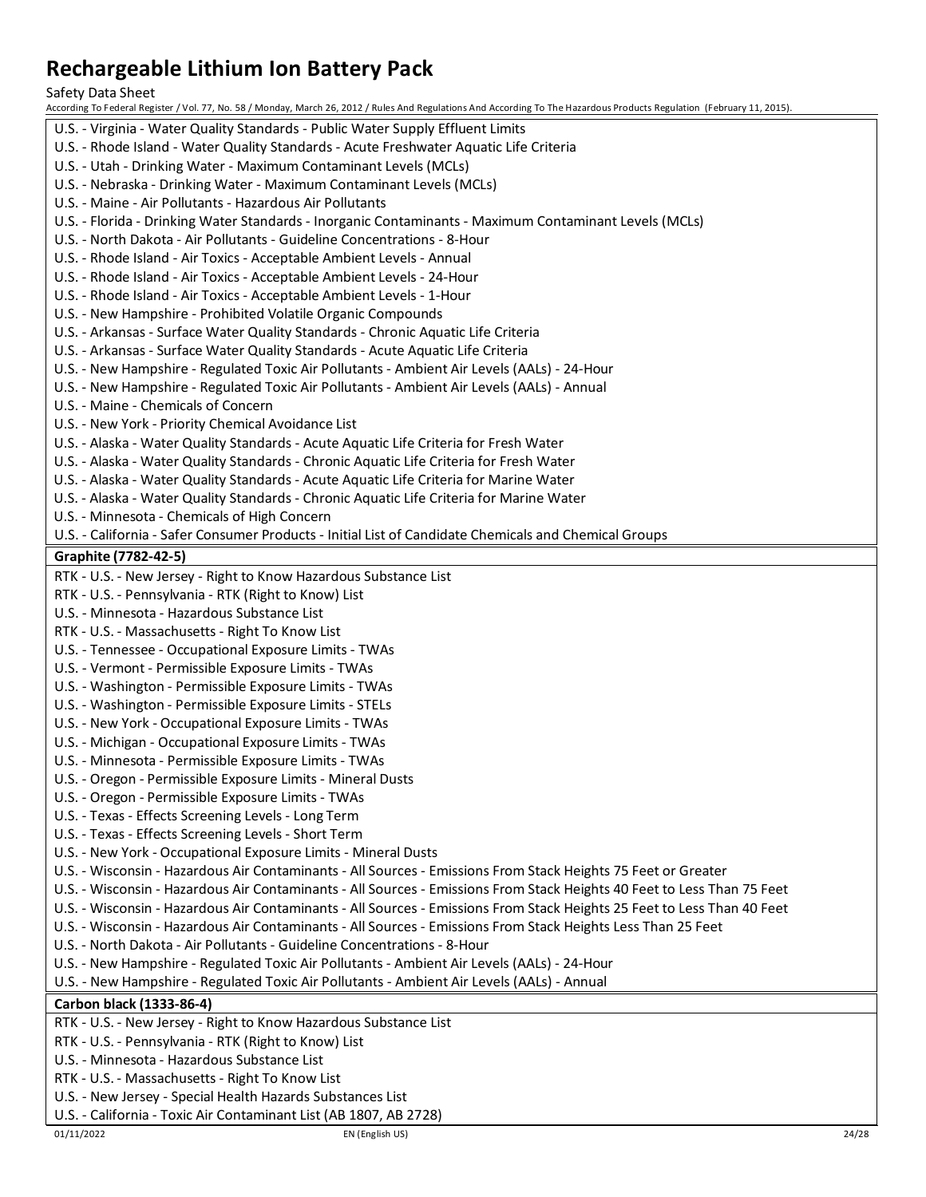U.S. - Virginia - Water Quality Standards - Public Water Supply Effluent Limits
U.S. - Rhode Island - Water Quality Standards - Acute Freshwater Aquatic Life Criteria
U.S. - Utah - Drinking Water - Maximum Contaminant Levels (MCLs)
U.S. - Nebraska - Drinking Water - Maximum Contaminant Levels (MCLs)
U.S. - Maine - Air Pollutants - Hazardous Air Pollutants
U.S. - Florida - Drinking Water Standards - Inorganic Contaminants - Maximum Contaminant Levels (MCLs)
U.S. - North Dakota - Air Pollutants - Guideline Concentrations - 8-Hour
U.S. - Rhode Island - Air Toxics - Acceptable Ambient Levels - Annual
U.S. - Rhode Island - Air Toxics - Acceptable Ambient Levels - 24-Hour
U.S. - Rhode Island - Air Toxics - Acceptable Ambient Levels - 1-Hour
U.S. - New Hampshire - Prohibited Volatile Organic Compounds
U.S. - Arkansas - Surface Water Quality Standards - Chronic Aquatic Life Criteria
U.S. - Arkansas - Surface Water Quality Standards - Acute Aquatic Life Criteria
U.S. - New Hampshire - Regulated Toxic Air Pollutants - Ambient Air Levels (AALs) - 24-Hour
U.S. - New Hampshire - Regulated Toxic Air Pollutants - Ambient Air Levels (AALs) - Annual
U.S. - Maine - Chemicals of Concern
U.S. - New York - Priority Chemical Avoidance List
U.S. - Alaska - Water Quality Standards - Acute Aquatic Life Criteria for Fresh Water
U.S. - Alaska - Water Quality Standards - Chronic Aquatic Life Criteria for Fresh Water
U.S. - Alaska - Water Quality Standards - Acute Aquatic Life Criteria for Marine Water
U.S. - Alaska - Water Quality Standards - Chronic Aquatic Life Criteria for Marine Water
U.S. - Minnesota - Chemicals of High Concern
U.S. - California - Safer Consumer Products - Initial List of Candidate Chemicals and Chemical Groups

**Graphite (7782-42-5)**

RTK - U.S. - New Jersey - Right to Know Hazardous Substance List
RTK - U.S. - Pennsylvania - RTK (Right to Know) List
U.S. - Minnesota - Hazardous Substance List
RTK - U.S. - Massachusetts - Right To Know List
U.S. - Tennessee - Occupational Exposure Limits - TWAs
U.S. - Vermont - Permissible Exposure Limits - TWAs
U.S. - Washington - Permissible Exposure Limits - TWAs
U.S. - Washington - Permissible Exposure Limits - STELs
U.S. - New York - Occupational Exposure Limits - TWAs
U.S. - Michigan - Occupational Exposure Limits - TWAs
U.S. - Minnesota - Permissible Exposure Limits - TWAs
U.S. - Oregon - Permissible Exposure Limits - Mineral Dusts
U.S. - Oregon - Permissible Exposure Limits - TWAs
U.S. - Texas - Effects Screening Levels - Long Term
U.S. - Texas - Effects Screening Levels - Short Term
U.S. - New York - Occupational Exposure Limits - Mineral Dusts
U.S. - Wisconsin - Hazardous Air Contaminants - All Sources - Emissions From Stack Heights 75 Feet or Greater
U.S. - Wisconsin - Hazardous Air Contaminants - All Sources - Emissions From Stack Heights 40 Feet to Less Than 75 Feet
U.S. - Wisconsin - Hazardous Air Contaminants - All Sources - Emissions From Stack Heights 25 Feet to Less Than 40 Feet
U.S. - Wisconsin - Hazardous Air Contaminants - All Sources - Emissions From Stack Heights Less Than 25 Feet
U.S. - North Dakota - Air Pollutants - Guideline Concentrations - 8-Hour
U.S. - New Hampshire - Regulated Toxic Air Pollutants - Ambient Air Levels (AALs) - 24-Hour
U.S. - New Hampshire - Regulated Toxic Air Pollutants - Ambient Air Levels (AALs) - Annual

**Carbon black (1333-86-4)**

RTK - U.S. - New Jersey - Right to Know Hazardous Substance List
RTK - U.S. - Pennsylvania - RTK (Right to Know) List
U.S. - Minnesota - Hazardous Substance List
RTK - U.S. - Massachusetts - Right To Know List
U.S. - New Jersey - Special Health Hazards Substances List
U.S. - California - Toxic Air Contaminant List (AB 1807, AB 2728)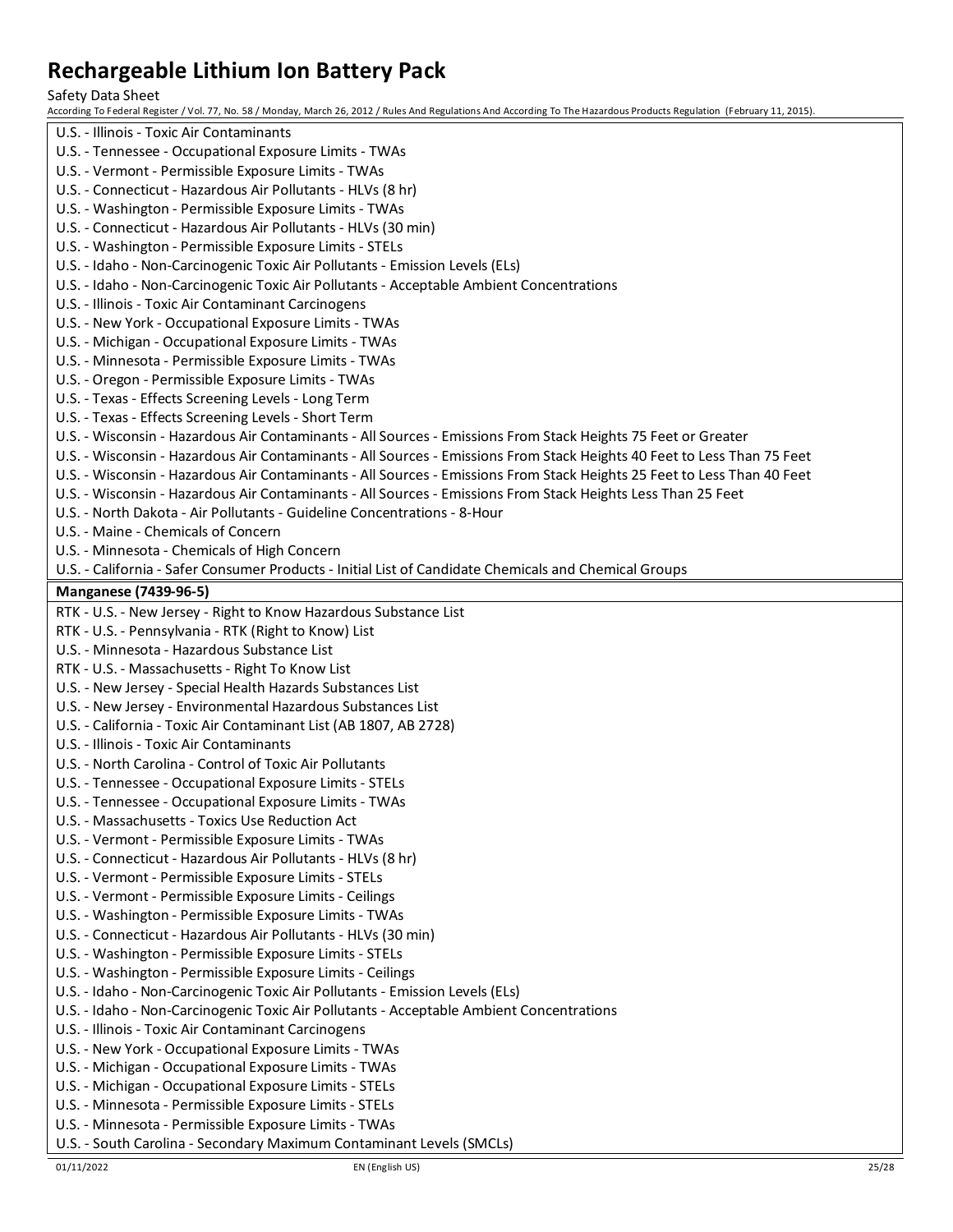U.S. - Illinois - Toxic Air Contaminants
U.S. - Tennessee - Occupational Exposure Limits - TWAs
U.S. - Vermont - Permissible Exposure Limits - TWAs
U.S. - Connecticut - Hazardous Air Pollutants - HLVs (8 hr)
U.S. - Washington - Permissible Exposure Limits - TWAs
U.S. - Connecticut - Hazardous Air Pollutants - HLVs (30 min)
U.S. - Washington - Permissible Exposure Limits - STELs
U.S. - Idaho - Non-Carcinogenic Toxic Air Pollutants - Emission Levels (ELs)
U.S. - Idaho - Non-Carcinogenic Toxic Air Pollutants - Acceptable Ambient Concentrations
U.S. - Illinois - Toxic Air Contaminant Carcinogens
U.S. - New York - Occupational Exposure Limits - TWAs
U.S. - Michigan - Occupational Exposure Limits - TWAs
U.S. - Minnesota - Permissible Exposure Limits - TWAs
U.S. - Oregon - Permissible Exposure Limits - TWAs
U.S. - Texas - Effects Screening Levels - Long Term
U.S. - Texas - Effects Screening Levels - Short Term
U.S. - Wisconsin - Hazardous Air Contaminants - All Sources - Emissions From Stack Heights 75 Feet or Greater
U.S. - Wisconsin - Hazardous Air Contaminants - All Sources - Emissions From Stack Heights 40 Feet to Less Than 75 Feet
U.S. - Wisconsin - Hazardous Air Contaminants - All Sources - Emissions From Stack Heights 25 Feet to Less Than 40 Feet
U.S. - Wisconsin - Hazardous Air Contaminants - All Sources - Emissions From Stack Heights Less Than 25 Feet
U.S. - North Dakota - Air Pollutants - Guideline Concentrations - 8-Hour
U.S. - Maine - Chemicals of Concern
U.S. - Minnesota - Chemicals of High Concern
U.S. - California - Safer Consumer Products - Initial List of Candidate Chemicals and Chemical Groups

**Manganese (7439-96-5)**

RTK - U.S. - New Jersey - Right to Know Hazardous Substance List
RTK - U.S. - Pennsylvania - RTK (Right to Know) List
U.S. - Minnesota - Hazardous Substance List
RTK - U.S. - Massachusetts - Right To Know List
U.S. - New Jersey - Special Health Hazards Substances List
U.S. - New Jersey - Environmental Hazardous Substances List
U.S. - California - Toxic Air Contaminant List (AB 1807, AB 2728)
U.S. - Illinois - Toxic Air Contaminants
U.S. - North Carolina - Control of Toxic Air Pollutants
U.S. - Tennessee - Occupational Exposure Limits - STELs
U.S. - Tennessee - Occupational Exposure Limits - TWAs
U.S. - Massachusetts - Toxics Use Reduction Act
U.S. - Vermont - Permissible Exposure Limits - TWAs
U.S. - Connecticut - Hazardous Air Pollutants - HLVs (8 hr)
U.S. - Vermont - Permissible Exposure Limits - STELs
U.S. - Vermont - Permissible Exposure Limits - Ceilings
U.S. - Washington - Permissible Exposure Limits - TWAs
U.S. - Connecticut - Hazardous Air Pollutants - HLVs (30 min)
U.S. - Washington - Permissible Exposure Limits - STELs
U.S. - Washington - Permissible Exposure Limits - Ceilings
U.S. - Idaho - Non-Carcinogenic Toxic Air Pollutants - Emission Levels (ELs)
U.S. - Idaho - Non-Carcinogenic Toxic Air Pollutants - Acceptable Ambient Concentrations
U.S. - Illinois - Toxic Air Contaminant Carcinogens
U.S. - New York - Occupational Exposure Limits - TWAs
U.S. - Michigan - Occupational Exposure Limits - TWAs
U.S. - Michigan - Occupational Exposure Limits - STELs
U.S. - Minnesota - Permissible Exposure Limits - STELs
U.S. - Minnesota - Permissible Exposure Limits - TWAs
U.S. - South Carolina - Secondary Maximum Contaminant Levels (SMCLs)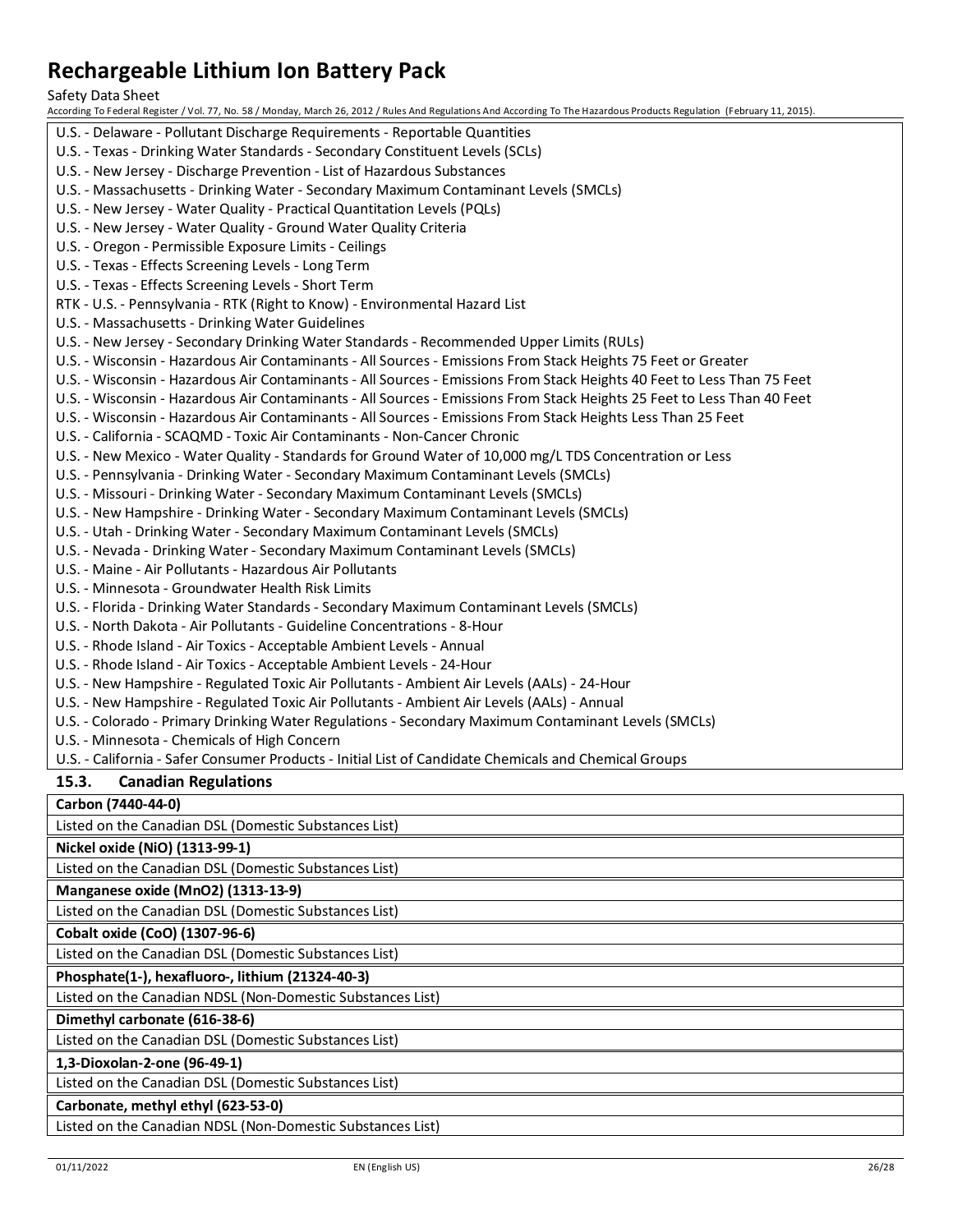U.S. - Delaware - Pollutant Discharge Requirements - Reportable Quantities
U.S. - Texas - Drinking Water Standards - Secondary Constituent Levels (SCLs)
U.S. - New Jersey - Discharge Prevention - List of Hazardous Substances
U.S. - Massachusetts - Drinking Water - Secondary Maximum Contaminant Levels (SMCLs)
U.S. - New Jersey - Water Quality - Practical Quantitation Levels (PQLs)
U.S. - New Jersey - Water Quality - Ground Water Quality Criteria
U.S. - Oregon - Permissible Exposure Limits - Ceilings
U.S. - Texas - Effects Screening Levels - Long Term
U.S. - Texas - Effects Screening Levels - Short Term
RTK - U.S. - Pennsylvania - RTK (Right to Know) - Environmental Hazard List
U.S. - Massachusetts - Drinking Water Guidelines
U.S. - New Jersey - Secondary Drinking Water Standards - Recommended Upper Limits (RULs)
U.S. - Wisconsin - Hazardous Air Contaminants - All Sources - Emissions From Stack Heights 75 Feet or Greater
U.S. - Wisconsin - Hazardous Air Contaminants - All Sources - Emissions From Stack Heights 40 Feet to Less Than 75 Feet
U.S. - Wisconsin - Hazardous Air Contaminants - All Sources - Emissions From Stack Heights 25 Feet to Less Than 40 Feet
U.S. - Wisconsin - Hazardous Air Contaminants - All Sources - Emissions From Stack Heights Less Than 25 Feet
U.S. - California - SCAQMD - Toxic Air Contaminants - Non-Cancer Chronic
U.S. - New Mexico - Water Quality - Standards for Ground Water of 10,000 mg/L TDS Concentration or Less
U.S. - Pennsylvania - Drinking Water - Secondary Maximum Contaminant Levels (SMCLs)
U.S. - Missouri - Drinking Water - Secondary Maximum Contaminant Levels (SMCLs)
U.S. - New Hampshire - Drinking Water - Secondary Maximum Contaminant Levels (SMCLs)
U.S. - Utah - Drinking Water - Secondary Maximum Contaminant Levels (SMCLs)
U.S. - Nevada - Drinking Water - Secondary Maximum Contaminant Levels (SMCLs)
U.S. - Maine - Air Pollutants - Hazardous Air Pollutants
U.S. - Minnesota - Groundwater Health Risk Limits
U.S. - Florida - Drinking Water Standards - Secondary Maximum Contaminant Levels (SMCLs)
U.S. - North Dakota - Air Pollutants - Guideline Concentrations - 8-Hour
U.S. - Rhode Island - Air Toxics - Acceptable Ambient Levels - Annual
U.S. - Rhode Island - Air Toxics - Acceptable Ambient Levels - 24-Hour
U.S. - New Hampshire - Regulated Toxic Air Pollutants - Ambient Air Levels (AALs) - 24-Hour
U.S. - New Hampshire - Regulated Toxic Air Pollutants - Ambient Air Levels (AALs) - Annual
U.S. - Colorado - Primary Drinking Water Regulations - Secondary Maximum Contaminant Levels (SMCLs)
U.S. - Minnesota - Chemicals of High Concern
U.S. - California - Safer Consumer Products - Initial List of Candidate Chemicals and Chemical Groups

### 15.3. Canadian Regulations

**Carbon (7440-44-0)**

Listed on the Canadian DSL (Domestic Substances List)

**Nickel oxide (NiO) (1313-99-1)**

Listed on the Canadian DSL (Domestic Substances List)

**Manganese oxide (MnO2) (1313-13-9)**

Listed on the Canadian DSL (Domestic Substances List)

**Cobalt oxide (CoO) (1307-96-6)**

Listed on the Canadian DSL (Domestic Substances List)

**Phosphate(1-), hexafluoro-, lithium (21324-40-3)**

Listed on the Canadian NDSL (Non-Domestic Substances List)

**Dimethyl carbonate (616-38-6)**

Listed on the Canadian DSL (Domestic Substances List)

**1,3-Dioxolan-2-one (96-49-1)**

Listed on the Canadian DSL (Domestic Substances List)

**Carbonate, methyl ethyl (623-53-0)**

Listed on the Canadian NDSL (Non-Domestic Substances List)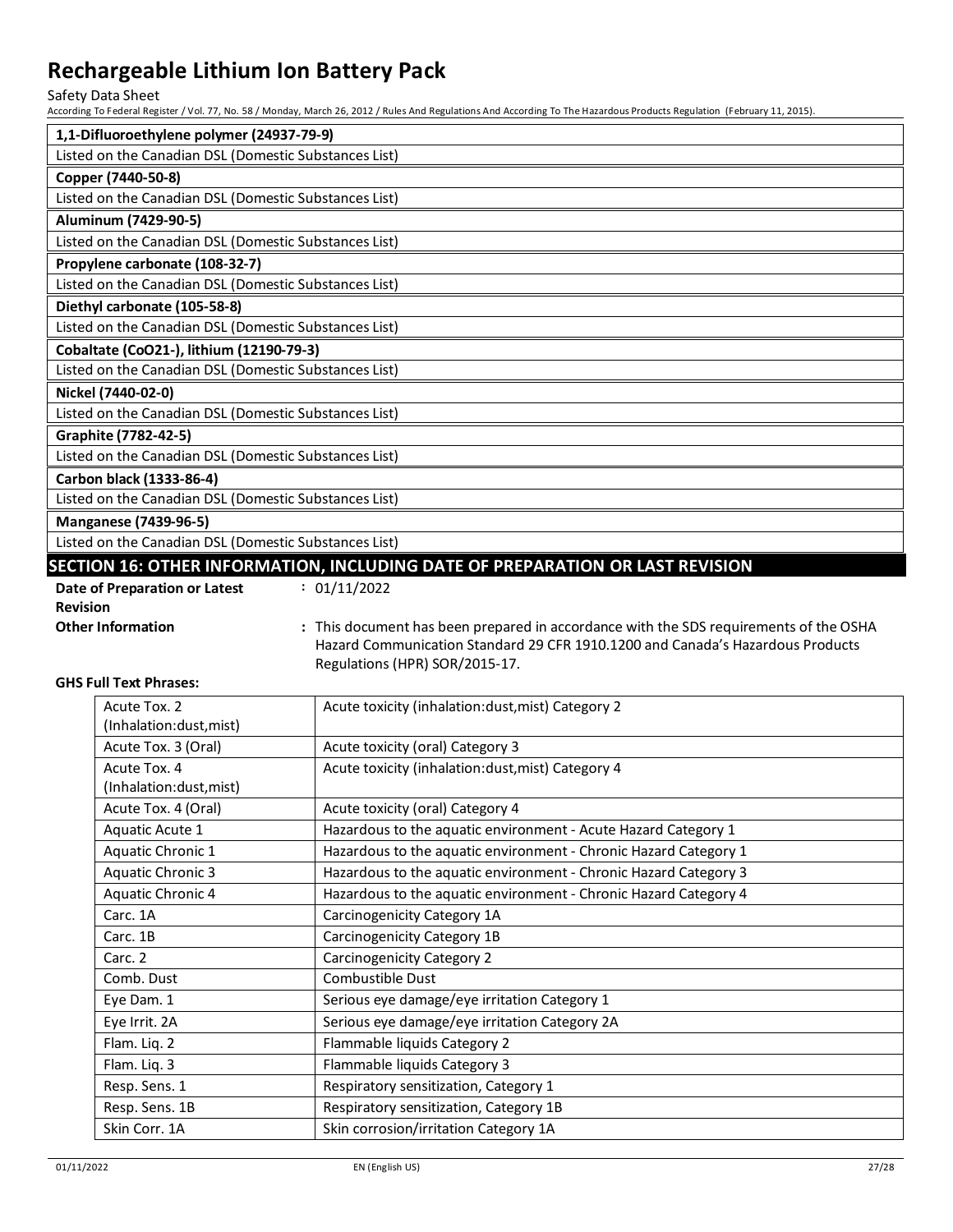| 1,1-Difluoroethylene polymer (24937-79-9) |
|---|
| Listed on the Canadian DSL (Domestic Substances List) |

| Copper (7440-50-8) |
|---|
| Listed on the Canadian DSL (Domestic Substances List) |

| Aluminum (7429-90-5) |
|---|
| Listed on the Canadian DSL (Domestic Substances List) |

| Propylene carbonate (108-32-7) |
|---|
| Listed on the Canadian DSL (Domestic Substances List) |

| Diethyl carbonate (105-58-8) |
|---|
| Listed on the Canadian DSL (Domestic Substances List) |

| Cobaltate (CoO21-), lithium (12190-79-3) |
|---|
| Listed on the Canadian DSL (Domestic Substances List) |

| Nickel (7440-02-0) |
|---|
| Listed on the Canadian DSL (Domestic Substances List) |

| Graphite (7782-42-5) |
|---|
| Listed on the Canadian DSL (Domestic Substances List) |

| Carbon black (1333-86-4) |
|---|
| Listed on the Canadian DSL (Domestic Substances List) |

| Manganese (7439-96-5) |
|---|
| Listed on the Canadian DSL (Domestic Substances List) |

## SECTION 16: OTHER INFORMATION, INCLUDING DATE OF PREPARATION OR LAST REVISION

**Date of Preparation or Latest Revision** : 01/11/2022

**Other Information** : This document has been prepared in accordance with the SDS requirements of the OSHA Hazard Communication Standard 29 CFR 1910.1200 and Canada's Hazardous Products Regulations (HPR) SOR/2015-17.

**GHS Full Text Phrases:**

| | |
|---|---|
| Acute Tox. 2 (Inhalation:dust,mist) | Acute toxicity (inhalation:dust,mist) Category 2 |
| Acute Tox. 3 (Oral) | Acute toxicity (oral) Category 3 |
| Acute Tox. 4 (Inhalation:dust,mist) | Acute toxicity (inhalation:dust,mist) Category 4 |
| Acute Tox. 4 (Oral) | Acute toxicity (oral) Category 4 |
| Aquatic Acute 1 | Hazardous to the aquatic environment - Acute Hazard Category 1 |
| Aquatic Chronic 1 | Hazardous to the aquatic environment - Chronic Hazard Category 1 |
| Aquatic Chronic 3 | Hazardous to the aquatic environment - Chronic Hazard Category 3 |
| Aquatic Chronic 4 | Hazardous to the aquatic environment - Chronic Hazard Category 4 |
| Carc. 1A | Carcinogenicity Category 1A |
| Carc. 1B | Carcinogenicity Category 1B |
| Carc. 2 | Carcinogenicity Category 2 |
| Comb. Dust | Combustible Dust |
| Eye Dam. 1 | Serious eye damage/eye irritation Category 1 |
| Eye Irrit. 2A | Serious eye damage/eye irritation Category 2A |
| Flam. Liq. 2 | Flammable liquids Category 2 |
| Flam. Liq. 3 | Flammable liquids Category 3 |
| Resp. Sens. 1 | Respiratory sensitization, Category 1 |
| Resp. Sens. 1B | Respiratory sensitization, Category 1B |
| Skin Corr. 1A | Skin corrosion/irritation Category 1A |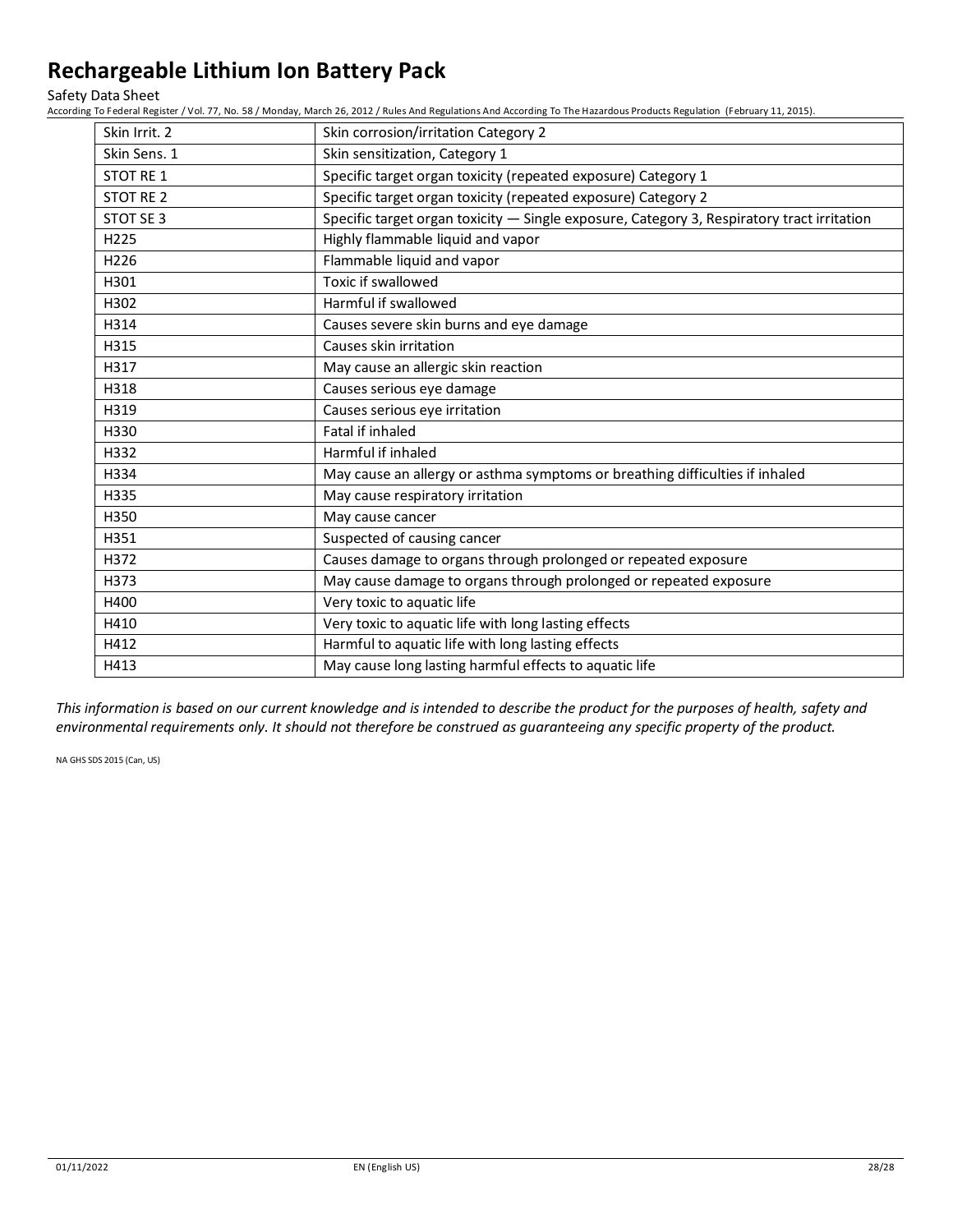| | |
|---|---|
| Skin Irrit. 2 | Skin corrosion/irritation Category 2 |
| Skin Sens. 1 | Skin sensitization, Category 1 |
| STOT RE 1 | Specific target organ toxicity (repeated exposure) Category 1 |
| STOT RE 2 | Specific target organ toxicity (repeated exposure) Category 2 |
| STOT SE 3 | Specific target organ toxicity — Single exposure, Category 3, Respiratory tract irritation |
| H225 | Highly flammable liquid and vapor |
| H226 | Flammable liquid and vapor |
| H301 | Toxic if swallowed |
| H302 | Harmful if swallowed |
| H314 | Causes severe skin burns and eye damage |
| H315 | Causes skin irritation |
| H317 | May cause an allergic skin reaction |
| H318 | Causes serious eye damage |
| H319 | Causes serious eye irritation |
| H330 | Fatal if inhaled |
| H332 | Harmful if inhaled |
| H334 | May cause an allergy or asthma symptoms or breathing difficulties if inhaled |
| H335 | May cause respiratory irritation |
| H350 | May cause cancer |
| H351 | Suspected of causing cancer |
| H372 | Causes damage to organs through prolonged or repeated exposure |
| H373 | May cause damage to organs through prolonged or repeated exposure |
| H400 | Very toxic to aquatic life |
| H410 | Very toxic to aquatic life with long lasting effects |
| H412 | Harmful to aquatic life with long lasting effects |
| H413 | May cause long lasting harmful effects to aquatic life |

*This information is based on our current knowledge and is intended to describe the product for the purposes of health, safety and environmental requirements only. It should not therefore be construed as guaranteeing any specific property of the product.*

NA GHS SDS 2015 (Can, US)